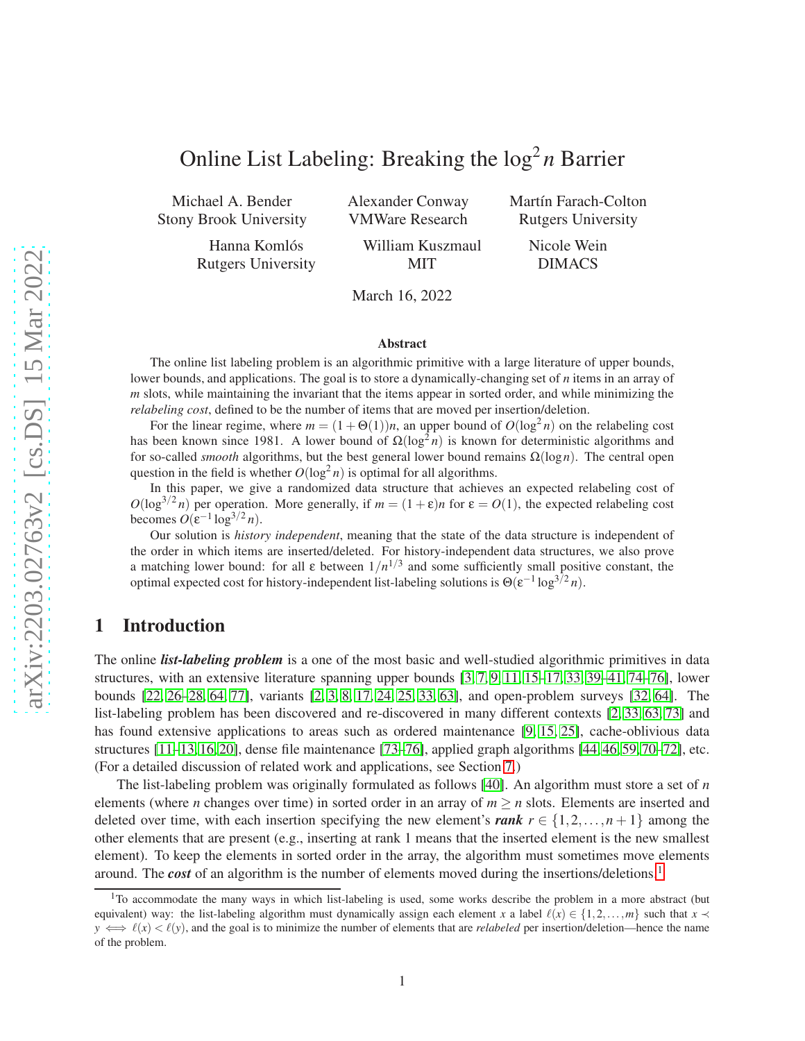# Online List Labeling: Breaking the $\log^2 n$ Barrier

Michael A. Bender
Stony Brook University

Alexander Conway
VMWare Research

Martín Farach-Colton
Rutgers University

Hanna Komlós
Rutgers University

William Kuszmaul
MIT

Nicole Wein
DIMACS

March 16, 2022

### Abstract

The online list labeling problem is an algorithmic primitive with a large literature of upper bounds, lower bounds, and applications. The goal is to store a dynamically-changing set of $n$ items in an array of $m$ slots, while maintaining the invariant that the items appear in sorted order, and while minimizing the *relabeling cost*, defined to be the number of items that are moved per insertion/deletion.

For the linear regime, where $m = (1+\Theta(1))n$, an upper bound of $O(\log^2 n)$ on the relabeling cost has been known since 1981. A lower bound of $\Omega(\log^2 n)$ is known for deterministic algorithms and for so-called *smooth* algorithms, but the best general lower bound remains $\Omega(\log n)$. The central open question in the field is whether $O(\log^2 n)$ is optimal for all algorithms.

In this paper, we give a randomized data structure that achieves an expected relabeling cost of $O(\log^{3/2} n)$ per operation. More generally, if $m = (1+\varepsilon)n$ for $\varepsilon = O(1)$, the expected relabeling cost becomes $O(\varepsilon^{-1}\log^{3/2} n)$.

Our solution is *history independent*, meaning that the state of the data structure is independent of the order in which items are inserted/deleted. For history-independent data structures, we also prove a matching lower bound: for all $\varepsilon$ between $1/n^{1/3}$ and some sufficiently small positive constant, the optimal expected cost for history-independent list-labeling solutions is $\Theta(\varepsilon^{-1}\log^{3/2} n)$.

## 1 Introduction

The online ***list-labeling problem*** is a one of the most basic and well-studied algorithmic primitives in data structures, with an extensive literature spanning upper bounds [3, 7, 9, 11, 15–17, 33, 39–41, 74–76], lower bounds [22, 26–28, 64, 77], variants [2, 3, 8, 17, 24, 25, 33, 63], and open-problem surveys [32, 64]. The list-labeling problem has been discovered and re-discovered in many different contexts [2, 33, 63, 73] and has found extensive applications to areas such as ordered maintenance [9, 15, 25], cache-oblivious data structures [11–13, 16, 20], dense file maintenance [73–76], applied graph algorithms [44, 46, 59, 70–72], etc. (For a detailed discussion of related work and applications, see Section 7.)

The list-labeling problem was originally formulated as follows [40]. An algorithm must store a set of $n$ elements (where $n$ changes over time) in sorted order in an array of $m \geq n$ slots. Elements are inserted and deleted over time, with each insertion specifying the new element's ***rank*** $r \in \{1, 2, \ldots, n+1\}$ among the other elements that are present (e.g., inserting at rank 1 means that the inserted element is the new smallest element). To keep the elements in sorted order in the array, the algorithm must sometimes move elements around. The ***cost*** of an algorithm is the number of elements moved during the insertions/deletions.[1]

[1] To accommodate the many ways in which list-labeling is used, some works describe the problem in a more abstract (but equivalent) way: the list-labeling algorithm must dynamically assign each element $x$ a label $\ell(x) \in \{1, 2, \ldots, m\}$ such that $x \prec y \iff \ell(x) < \ell(y)$, and the goal is to minimize the number of elements that are *relabeled* per insertion/deletion—hence the name of the problem.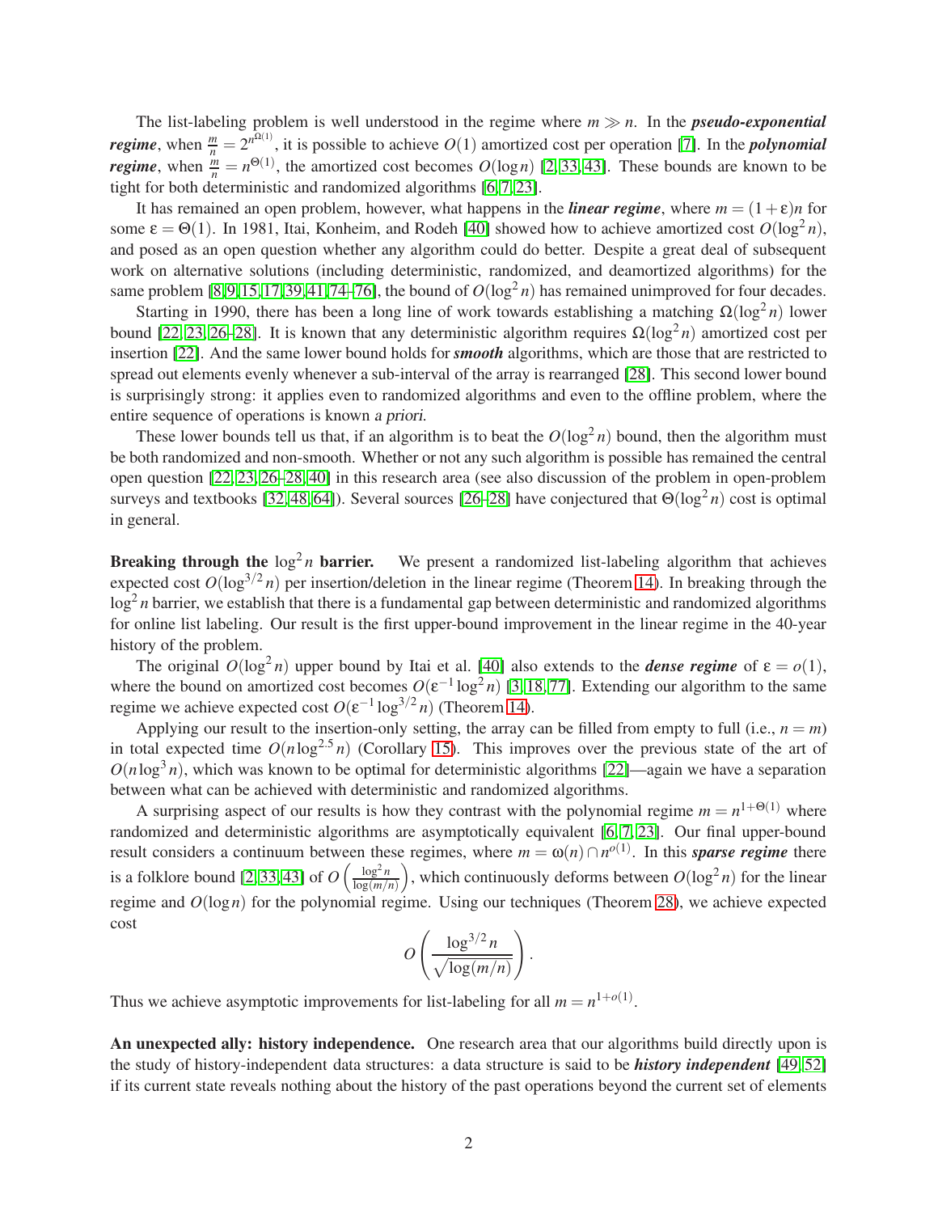The list-labeling problem is well understood in the regime where $m \gg n$. In the ***pseudo-exponential regime***, when $\frac{m}{n} = 2^{n^{\Omega(1)}}$, it is possible to achieve $O(1)$ amortized cost per operation [7]. In the ***polynomial regime***, when $\frac{m}{n} = n^{\Theta(1)}$, the amortized cost becomes $O(\log n)$ [2, 33, 43]. These bounds are known to be tight for both deterministic and randomized algorithms [6, 7, 23].

It has remained an open problem, however, what happens in the ***linear regime***, where $m = (1+\varepsilon)n$ for some $\varepsilon = \Theta(1)$. In 1981, Itai, Konheim, and Rodeh [40] showed how to achieve amortized cost $O(\log^2 n)$, and posed as an open question whether any algorithm could do better. Despite a great deal of subsequent work on alternative solutions (including deterministic, randomized, and deamortized algorithms) for the same problem [8, 9, 15, 17, 39, 41, 74–76], the bound of $O(\log^2 n)$ has remained unimproved for four decades.

Starting in 1990, there has been a long line of work towards establishing a matching $\Omega(\log^2 n)$ lower bound [22, 23, 26–28]. It is known that any deterministic algorithm requires $\Omega(\log^2 n)$ amortized cost per insertion [22]. And the same lower bound holds for ***smooth*** algorithms, which are those that are restricted to spread out elements evenly whenever a sub-interval of the array is rearranged [28]. This second lower bound is surprisingly strong: it applies even to randomized algorithms and even to the offline problem, where the entire sequence of operations is known *a priori*.

These lower bounds tell us that, if an algorithm is to beat the $O(\log^2 n)$ bound, then the algorithm must be both randomized and non-smooth. Whether or not any such algorithm is possible has remained the central open question [22, 23, 26–28, 40] in this research area (see also discussion of the problem in open-problem surveys and textbooks [32, 48, 64]). Several sources [26–28] have conjectured that $\Theta(\log^2 n)$ cost is optimal in general.

**Breaking through the $\log^2 n$ barrier.** We present a randomized list-labeling algorithm that achieves expected cost $O(\log^{3/2} n)$ per insertion/deletion in the linear regime (Theorem 14). In breaking through the $\log^2 n$ barrier, we establish that there is a fundamental gap between deterministic and randomized algorithms for online list labeling. Our result is the first upper-bound improvement in the linear regime in the 40-year history of the problem.

The original $O(\log^2 n)$ upper bound by Itai et al. [40] also extends to the ***dense regime*** of $\varepsilon = o(1)$, where the bound on amortized cost becomes $O(\varepsilon^{-1} \log^2 n)$ [3, 18, 77]. Extending our algorithm to the same regime we achieve expected cost $O(\varepsilon^{-1} \log^{3/2} n)$ (Theorem 14).

Applying our result to the insertion-only setting, the array can be filled from empty to full (i.e., $n = m$) in total expected time $O(n \log^{2.5} n)$ (Corollary 15). This improves over the previous state of the art of $O(n \log^3 n)$, which was known to be optimal for deterministic algorithms [22]—again we have a separation between what can be achieved with deterministic and randomized algorithms.

A surprising aspect of our results is how they contrast with the polynomial regime $m = n^{1+\Theta(1)}$ where randomized and deterministic algorithms are asymptotically equivalent [6, 7, 23]. Our final upper-bound result considers a continuum between these regimes, where $m = \omega(n) \cap n^{o(1)}$. In this ***sparse regime*** there is a folklore bound [2, 33, 43] of $O\left(\frac{\log^2 n}{\log(m/n)}\right)$, which continuously deforms between $O(\log^2 n)$ for the linear regime and $O(\log n)$ for the polynomial regime. Using our techniques (Theorem 28), we achieve expected cost

$$O\left(\frac{\log^{3/2} n}{\sqrt{\log(m/n)}}\right).$$

Thus we achieve asymptotic improvements for list-labeling for all $m = n^{1+o(1)}$.

**An unexpected ally: history independence.** One research area that our algorithms build directly upon is the study of history-independent data structures: a data structure is said to be ***history independent*** [49, 52] if its current state reveals nothing about the history of the past operations beyond the current set of elements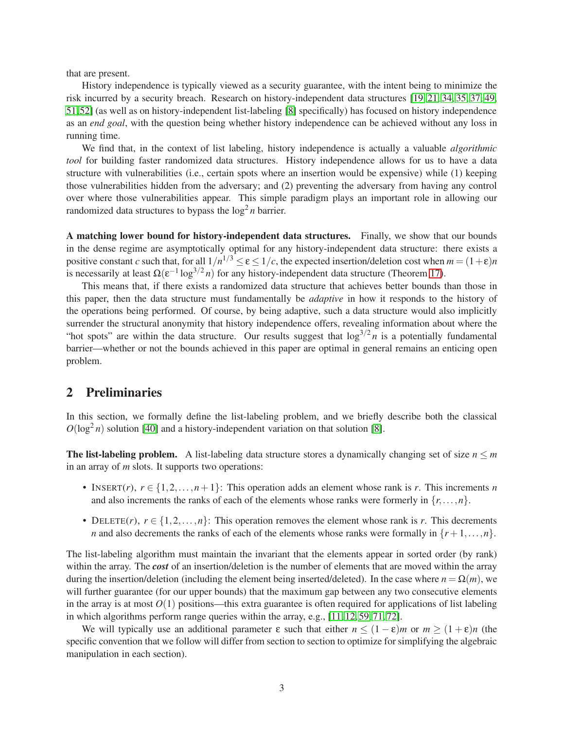that are present.

History independence is typically viewed as a security guarantee, with the intent being to minimize the risk incurred by a security breach. Research on history-independent data structures [19, 21, 34, 35, 37, 49, 51, 52] (as well as on history-independent list-labeling [8] specifically) has focused on history independence as an *end goal*, with the question being whether history independence can be achieved without any loss in running time.

We find that, in the context of list labeling, history independence is actually a valuable *algorithmic tool* for building faster randomized data structures. History independence allows for us to have a data structure with vulnerabilities (i.e., certain spots where an insertion would be expensive) while (1) keeping those vulnerabilities hidden from the adversary; and (2) preventing the adversary from having any control over where those vulnerabilities appear. This simple paradigm plays an important role in allowing our randomized data structures to bypass the $\log^2 n$ barrier.

**A matching lower bound for history-independent data structures.** Finally, we show that our bounds in the dense regime are asymptotically optimal for any history-independent data structure: there exists a positive constant $c$ such that, for all $1/n^{1/3} \leq \varepsilon \leq 1/c$, the expected insertion/deletion cost when $m = (1+\varepsilon)n$ is necessarily at least $\Omega(\varepsilon^{-1} \log^{3/2} n)$ for any history-independent data structure (Theorem 17).

This means that, if there exists a randomized data structure that achieves better bounds than those in this paper, then the data structure must fundamentally be *adaptive* in how it responds to the history of the operations being performed. Of course, by being adaptive, such a data structure would also implicitly surrender the structural anonymity that history independence offers, revealing information about where the "hot spots" are within the data structure. Our results suggest that $\log^{3/2} n$ is a potentially fundamental barrier—whether or not the bounds achieved in this paper are optimal in general remains an enticing open problem.

## 2 Preliminaries

In this section, we formally define the list-labeling problem, and we briefly describe both the classical $O(\log^2 n)$ solution [40] and a history-independent variation on that solution [8].

**The list-labeling problem.** A list-labeling data structure stores a dynamically changing set of size $n \leq m$ in an array of $m$ slots. It supports two operations:

- INSERT($r$), $r \in \{1, 2, \ldots, n+1\}$: This operation adds an element whose rank is $r$. This increments $n$ and also increments the ranks of each of the elements whose ranks were formerly in $\{r, \ldots, n\}$.
- DELETE($r$), $r \in \{1, 2, \ldots, n\}$: This operation removes the element whose rank is $r$. This decrements $n$ and also decrements the ranks of each of the elements whose ranks were formally in $\{r+1, \ldots, n\}$.

The list-labeling algorithm must maintain the invariant that the elements appear in sorted order (by rank) within the array. The ***cost*** of an insertion/deletion is the number of elements that are moved within the array during the insertion/deletion (including the element being inserted/deleted). In the case where $n = \Omega(m)$, we will further guarantee (for our upper bounds) that the maximum gap between any two consecutive elements in the array is at most $O(1)$ positions—this extra guarantee is often required for applications of list labeling in which algorithms perform range queries within the array, e.g., [11, 12, 59, 71, 72].

We will typically use an additional parameter $\varepsilon$ such that either $n \leq (1-\varepsilon)m$ or $m \geq (1+\varepsilon)n$ (the specific convention that we follow will differ from section to section to optimize for simplifying the algebraic manipulation in each section).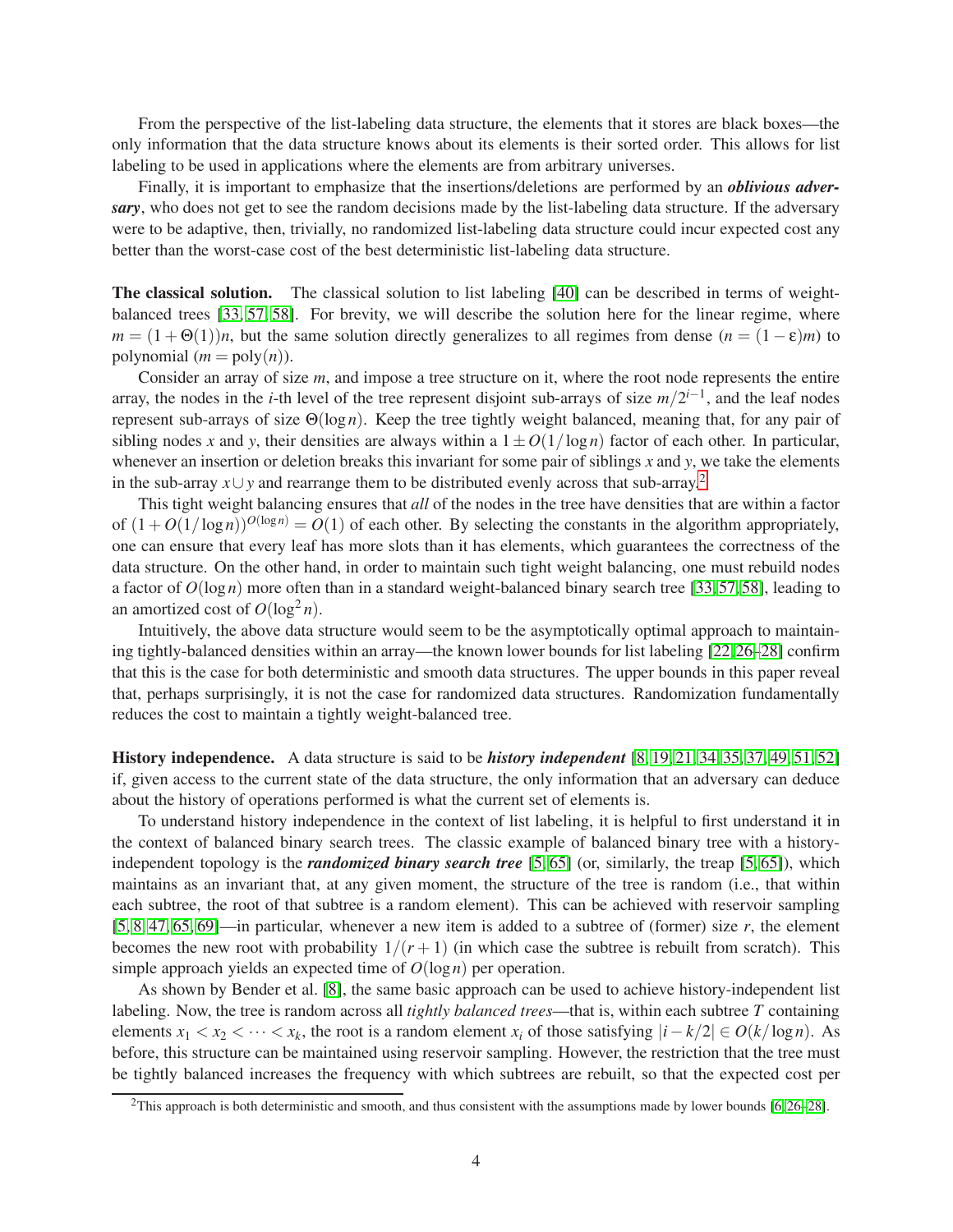From the perspective of the list-labeling data structure, the elements that it stores are black boxes—the only information that the data structure knows about its elements is their sorted order. This allows for list labeling to be used in applications where the elements are from arbitrary universes.

Finally, it is important to emphasize that the insertions/deletions are performed by an ***oblivious adversary***, who does not get to see the random decisions made by the list-labeling data structure. If the adversary were to be adaptive, then, trivially, no randomized list-labeling data structure could incur expected cost any better than the worst-case cost of the best deterministic list-labeling data structure.

**The classical solution.** The classical solution to list labeling [40] can be described in terms of weight-balanced trees [33, 57, 58]. For brevity, we will describe the solution here for the linear regime, where $m = (1+\Theta(1))n$, but the same solution directly generalizes to all regimes from dense ($n = (1-\varepsilon)m$) to polynomial ($m = \text{poly}(n)$).

Consider an array of size $m$, and impose a tree structure on it, where the root node represents the entire array, the nodes in the $i$-th level of the tree represent disjoint sub-arrays of size $m/2^{i-1}$, and the leaf nodes represent sub-arrays of size $\Theta(\log n)$. Keep the tree tightly weight balanced, meaning that, for any pair of sibling nodes $x$ and $y$, their densities are always within a $1 \pm O(1/\log n)$ factor of each other. In particular, whenever an insertion or deletion breaks this invariant for some pair of siblings $x$ and $y$, we take the elements in the sub-array $x \cup y$ and rearrange them to be distributed evenly across that sub-array.[2]

This tight weight balancing ensures that *all* of the nodes in the tree have densities that are within a factor of $(1+O(1/\log n))^{O(\log n)} = O(1)$ of each other. By selecting the constants in the algorithm appropriately, one can ensure that every leaf has more slots than it has elements, which guarantees the correctness of the data structure. On the other hand, in order to maintain such tight weight balanced, one must rebuild nodes a factor of $O(\log n)$ more often than in a standard weight-balanced binary search tree [33,57,58], leading to an amortized cost of $O(\log^2 n)$.

Intuitively, the above data structure would seem to be the asymptotically optimal approach to maintaining tightly-balanced densities within an array—the known lower bounds for list labeling [22,26–28] confirm that this is the case for both deterministic and smooth data structures. The upper bounds in this paper reveal that, perhaps surprisingly, it is not the case for randomized data structures. Randomization fundamentally reduces the cost to maintain a tightly weight-balanced tree.

**History independence.** A data structure is said to be ***history independent*** [8, 19, 21, 34, 35, 37, 49, 51, 52] if, given access to the current state of the data structure, the only information that an adversary can deduce about the history of operations performed is what the current set of elements is.

To understand history independence in the context of list labeling, it is helpful to first understand it in the context of balanced binary search trees. The classic example of balanced binary tree with a history-independent topology is the ***randomized binary search tree*** [5, 65] (or, similarly, the treap [5, 65]), which maintains as an invariant that, at any given moment, the structure of the tree is random (i.e., that within each subtree, the root of that subtree is a random element). This can be achieved with reservoir sampling [5, 8, 47, 65, 69]—in particular, whenever a new item is added to a subtree of (former) size $r$, the element becomes the new root with probability $1/(r+1)$ (in which case the subtree is rebuilt from scratch). This simple approach yields an expected time of $O(\log n)$ per operation.

As shown by Bender et al. [8], the same basic approach can be used to achieve history-independent list labeling. Now, the tree is random across all *tightly balanced trees*—that is, within each subtree $T$ containing elements $x_1 < x_2 < \cdots < x_k$, the root is a random element $x_i$ of those satisfying $|i - k/2| \in O(k/\log n)$. As before, this structure can be maintained using reservoir sampling. However, the restriction that the tree must be tightly balanced increases the frequency with which subtrees are rebuilt, so that the expected cost per

[2]This approach is both deterministic and smooth, and thus consistent with the assumptions made by lower bounds [6,26–28].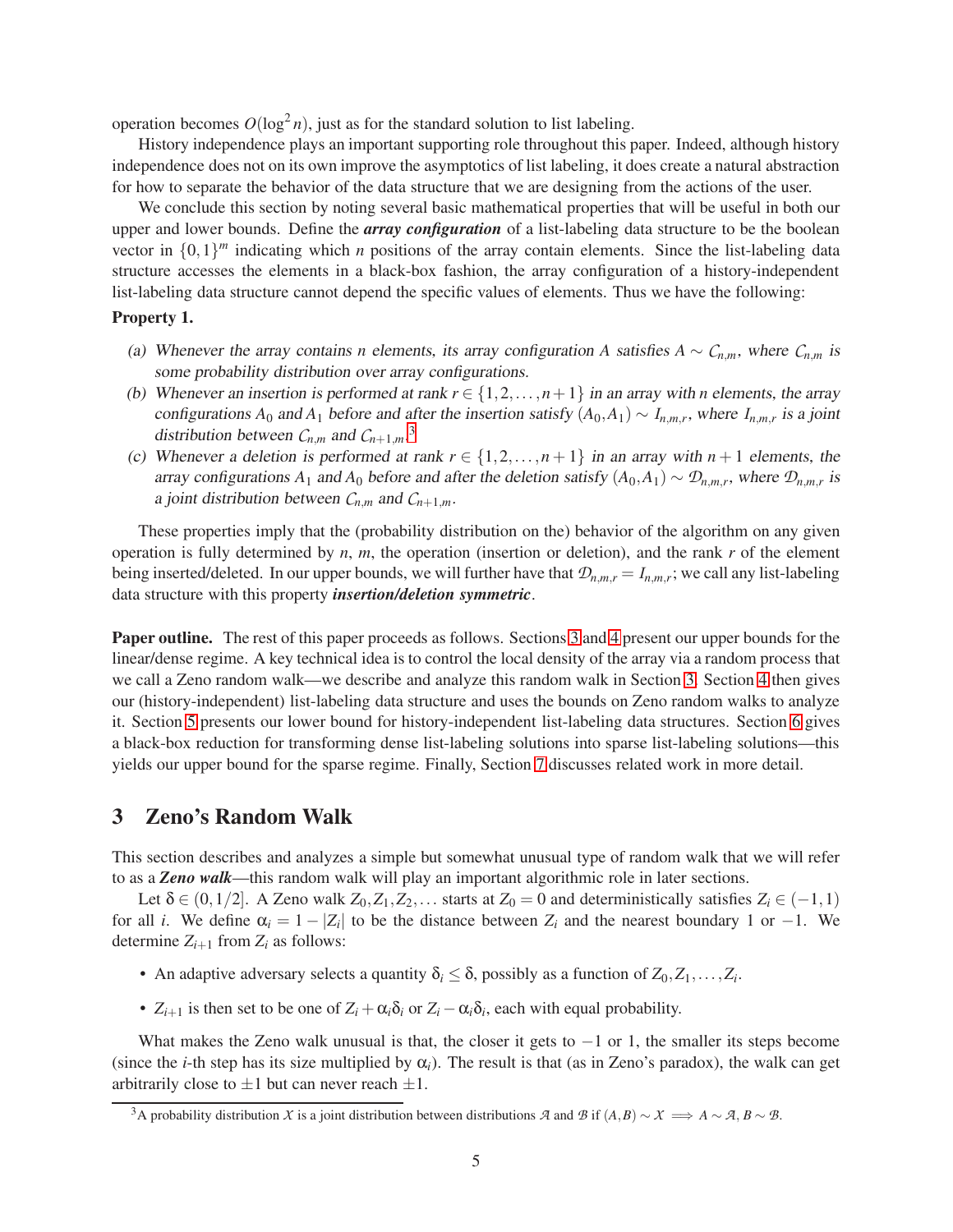operation becomes $O(\log^2 n)$, just as for the standard solution to list labeling.

History independence plays an important supporting role throughout this paper. Indeed, although history independence does not on its own improve the asymptotics of list labeling, it does create a natural abstraction for how to separate the behavior of the data structure that we are designing from the actions of the user.

We conclude this section by noting several basic mathematical properties that will be useful in both our upper and lower bounds. Define the ***array configuration*** of a list-labeling data structure to be the boolean vector in $\{0,1\}^m$ indicating which $n$ positions of the array contain elements. Since the list-labeling data structure accesses the elements in a black-box fashion, the array configuration of a history-independent list-labeling data structure cannot depend the specific values of elements. Thus we have the following:

**Property 1.**

(a) *Whenever the array contains* $n$ *elements, its array configuration* $A$ *satisfies* $A \sim \mathcal{C}_{n,m}$*, where* $\mathcal{C}_{n,m}$ *is some probability distribution over array configurations.*

(b) *Whenever an insertion is performed at rank* $r \in \{1,2,\ldots,n+1\}$ *in an array with* $n$ *elements, the array configurations* $A_0$ *and* $A_1$ *before and after the insertion satisfy* $(A_0,A_1) \sim \mathcal{I}_{n,m,r}$*, where* $\mathcal{I}_{n,m,r}$ *is a joint distribution between* $\mathcal{C}_{n,m}$ *and* $\mathcal{C}_{n+1,m}$*.*[3]

(c) *Whenever a deletion is performed at rank* $r \in \{1,2,\ldots,n+1\}$ *in an array with* $n+1$ *elements, the array configurations* $A_1$ *and* $A_0$ *before and after the deletion satisfy* $(A_0,A_1) \sim \mathcal{D}_{n,m,r}$*, where* $\mathcal{D}_{n,m,r}$ *is a joint distribution between* $\mathcal{C}_{n,m}$ *and* $\mathcal{C}_{n+1,m}$*.*

These properties imply that the (probability distribution on the) behavior of the algorithm on any given operation is fully determined by $n$, $m$, the operation (insertion or deletion), and the rank $r$ of the element being inserted/deleted. In our upper bounds, we will further have that $\mathcal{D}_{n,m,r} = \mathcal{I}_{n,m,r}$; we call any list-labeling data structure with this property ***insertion/deletion symmetric***.

**Paper outline.** The rest of this paper proceeds as follows. Sections 3 and 4 present our upper bounds for the linear/dense regime. A key technical idea is to control the local density of the array via a random process that we call a Zeno random walk—we describe and analyze this random walk in Section 3. Section 4 then gives our (history-independent) list-labeling data structure and uses the bounds on Zeno random walks to analyze it. Section 5 presents our lower bound for history-independent list-labeling data structures. Section 6 gives a black-box reduction for transforming dense list-labeling solutions into sparse list-labeling solutions—this yields our upper bound for the sparse regime. Finally, Section 7 discusses related work in more detail.

# 3 Zeno's Random Walk

This section describes and analyzes a simple but somewhat unusual type of random walk that we will refer to as a ***Zeno walk***—this random walk will play an important algorithmic role in later sections.

Let $\delta \in (0,1/2]$. A Zeno walk $Z_0, Z_1, Z_2, \ldots$ starts at $Z_0 = 0$ and deterministically satisfies $Z_i \in (-1,1)$ for all $i$. We define $\alpha_i = 1 - |Z_i|$ to be the distance between $Z_i$ and the nearest boundary 1 or $-1$. We determine $Z_{i+1}$ from $Z_i$ as follows:

- An adaptive adversary selects a quantity $\delta_i \leq \delta$, possibly as a function of $Z_0, Z_1, \ldots, Z_i$.
- $Z_{i+1}$ is then set to be one of $Z_i + \alpha_i \delta_i$ or $Z_i - \alpha_i \delta_i$, each with equal probability.

What makes the Zeno walk unusual is that, the closer it gets to $-1$ or 1, the smaller its steps become (since the $i$-th step has its size multiplied by $\alpha_i$). The result is that (as in Zeno's paradox), the walk can get arbitrarily close to $\pm 1$ but can never reach $\pm 1$.

[3] A probability distribution $\mathcal{X}$ is a joint distribution between distributions $\mathcal{A}$ and $\mathcal{B}$ if $(A,B) \sim \mathcal{X} \implies A \sim \mathcal{A}, B \sim \mathcal{B}$.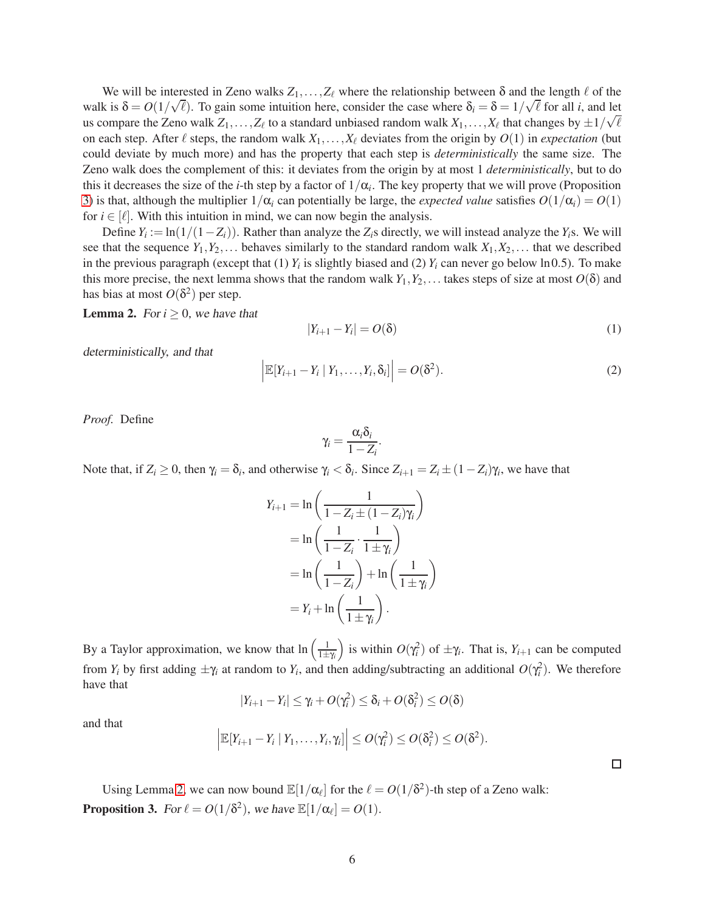We will be interested in Zeno walks $Z_1, \dots, Z_\ell$ where the relationship between $\delta$ and the length $\ell$ of the walk is $\delta = O(1/\sqrt{\ell})$. To gain some intuition here, consider the case where $\delta_i = \delta = 1/\sqrt{\ell}$ for all $i$, and let us compare the Zeno walk $Z_1, \dots, Z_\ell$ to a standard unbiased random walk $X_1, \dots, X_\ell$ that changes by $\pm 1/\sqrt{\ell}$ on each step. After $\ell$ steps, the random walk $X_1, \dots, X_\ell$ deviates from the origin by $O(1)$ in *expectation* (but could deviate by much more) and has the property that each step is *deterministically* the same size. The Zeno walk does the complement of this: it deviates from the origin by at most 1 *deterministically*, but to do this it decreases the size of the $i$-th step by a factor of $1/\alpha_i$. The key property that we will prove (Proposition 3) is that, although the multiplier $1/\alpha_i$ can potentially be large, the *expected value* satisfies $O(1/\alpha_i) = O(1)$ for $i \in [\ell]$. With this intuition in mind, we can now begin the analysis.

Define $Y_i := \ln(1/(1-Z_i))$. Rather than analyze the $Z_i$s directly, we will instead analyze the $Y_i$s. We will see that the sequence $Y_1, Y_2, \dots$ behaves similarly to the standard random walk $X_1, X_2, \dots$ that we described in the previous paragraph (except that (1) $Y_i$ is slightly biased and (2) $Y_i$ can never go below $\ln 0.5$). To make this more precise, the next lemma shows that the random walk $Y_1, Y_2, \dots$ takes steps of size at most $O(\delta)$ and has bias at most $O(\delta^2)$ per step.

**Lemma 2.** *For $i \geq 0$, we have that*

$$|Y_{i+1} - Y_i| = O(\delta) \tag{1}$$

*deterministically, and that*

$$\left| \mathbb{E}[Y_{i+1} - Y_i \mid Y_1, \dots, Y_i, \delta_i] \right| = O(\delta^2). \tag{2}$$

*Proof.* Define

$$\gamma_i = \frac{\alpha_i \delta_i}{1 - Z_i}.$$

Note that, if $Z_i \geq 0$, then $\gamma_i = \delta_i$, and otherwise $\gamma_i < \delta_i$. Since $Z_{i+1} = Z_i \pm (1 - Z_i)\gamma_i$, we have that

$$\begin{aligned}
Y_{i+1} &= \ln\left(\frac{1}{1 - Z_i \pm (1 - Z_i)\gamma_i}\right) \\
&= \ln\left(\frac{1}{1 - Z_i} \cdot \frac{1}{1 \pm \gamma_i}\right) \\
&= \ln\left(\frac{1}{1 - Z_i}\right) + \ln\left(\frac{1}{1 \pm \gamma_i}\right) \\
&= Y_i + \ln\left(\frac{1}{1 \pm \gamma_i}\right).
\end{aligned}$$

By a Taylor approximation, we know that $\ln\left(\frac{1}{1 \pm \gamma_i}\right)$ is within $O(\gamma_i^2)$ of $\pm \gamma_i$. That is, $Y_{i+1}$ can be computed from $Y_i$ by first adding $\pm \gamma_i$ at random to $Y_i$, and then adding/subtracting an additional $O(\gamma_i^2)$. We therefore have that

$$|Y_{i+1} - Y_i| \leq \gamma_i + O(\gamma_i^2) \leq \delta_i + O(\delta_i^2) \leq O(\delta)$$

and that

$$\left| \mathbb{E}[Y_{i+1} - Y_i \mid Y_1, \dots, Y_i, \gamma_i] \right| \leq O(\gamma_i^2) \leq O(\delta_i^2) \leq O(\delta^2).$$

$\square$

Using Lemma 2, we can now bound $\mathbb{E}[1/\alpha_\ell]$ for the $\ell = O(1/\delta^2)$-th step of a Zeno walk:

**Proposition 3.** *For $\ell = O(1/\delta^2)$, we have $\mathbb{E}[1/\alpha_\ell] = O(1)$.*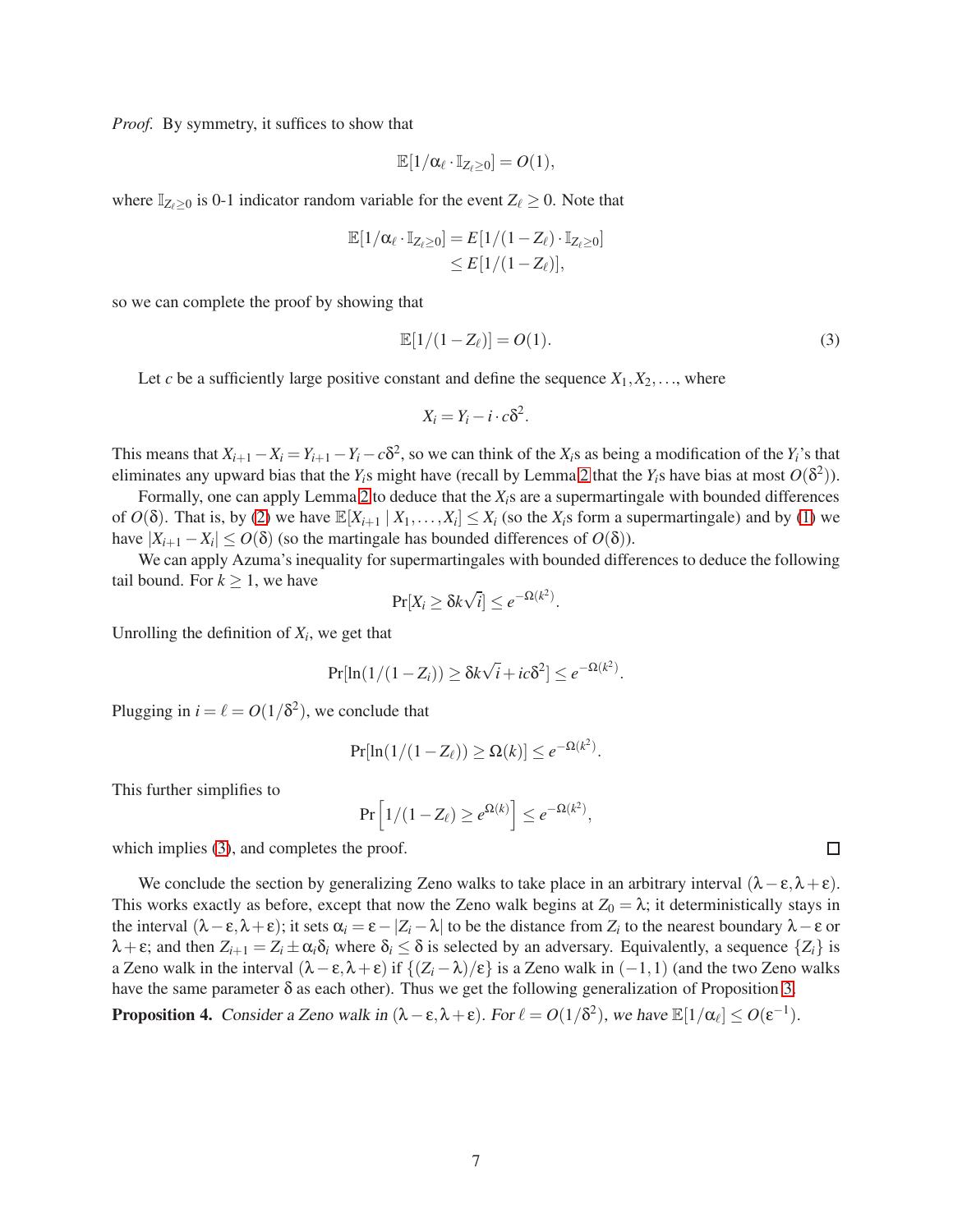*Proof.* By symmetry, it suffices to show that

$$\mathbb{E}[1/\alpha_\ell \cdot \mathbb{I}_{Z_\ell \geq 0}] = O(1),$$

where $\mathbb{I}_{Z_\ell \geq 0}$ is 0-1 indicator random variable for the event $Z_\ell \geq 0$. Note that

$$\begin{aligned}\mathbb{E}[1/\alpha_\ell \cdot \mathbb{I}_{Z_\ell \geq 0}] &= E[1/(1-Z_\ell) \cdot \mathbb{I}_{Z_\ell \geq 0}] \\ &\leq E[1/(1-Z_\ell)],\end{aligned}$$

so we can complete the proof by showing that

$$\mathbb{E}[1/(1-Z_\ell)] = O(1). \tag{3}$$

Let $c$ be a sufficiently large positive constant and define the sequence $X_1, X_2, \ldots$, where

$$X_i = Y_i - i \cdot c\delta^2.$$

This means that $X_{i+1} - X_i = Y_{i+1} - Y_i - c\delta^2$, so we can think of the $X_i$s as being a modification of the $Y_i$'s that eliminates any upward bias that the $Y_i$s might have (recall by Lemma 2 that the $Y_i$s have bias at most $O(\delta^2)$).

Formally, one can apply Lemma 2 to deduce that the $X_i$s are a supermartingale with bounded differences of $O(\delta)$. That is, by (2) we have $\mathbb{E}[X_{i+1} \mid X_1, \ldots, X_i] \leq X_i$ (so the $X_i$s form a supermartingale) and by (1) we have $|X_{i+1} - X_i| \leq O(\delta)$ (so the martingale has bounded differences of $O(\delta)$).

We can apply Azuma's inequality for supermartingales with bounded differences to deduce the following tail bound. For $k \geq 1$, we have

$$\Pr[X_i \geq \delta k \sqrt{i}] \leq e^{-\Omega(k^2)}.$$

Unrolling the definition of $X_i$, we get that

$$\Pr[\ln(1/(1-Z_i)) \geq \delta k \sqrt{i} + ic\delta^2] \leq e^{-\Omega(k^2)}.$$

Plugging in $i = \ell = O(1/\delta^2)$, we conclude that

$$\Pr[\ln(1/(1-Z_\ell)) \geq \Omega(k)] \leq e^{-\Omega(k^2)}.$$

This further simplifies to

$$\Pr\left[1/(1-Z_\ell) \geq e^{\Omega(k)}\right] \leq e^{-\Omega(k^2)},$$

which implies (3), and completes the proof. $\square$

We conclude the section by generalizing Zeno walks to take place in an arbitrary interval $(\lambda-\varepsilon, \lambda+\varepsilon)$. This works exactly as before, except that now the Zeno walk begins at $Z_0 = \lambda$; it deterministically stays in the interval $(\lambda-\varepsilon, \lambda+\varepsilon)$; it sets $\alpha_i = \varepsilon - |Z_i - \lambda|$ to be the distance from $Z_i$ to the nearest boundary $\lambda - \varepsilon$ or $\lambda+\varepsilon$; and then $Z_{i+1} = Z_i \pm \alpha_i \delta_i$ where $\delta_i \leq \delta$ is selected by an adversary. Equivalently, a sequence $\{Z_i\}$ is a Zeno walk in the interval $(\lambda-\varepsilon, \lambda+\varepsilon)$ if $\{(Z_i - \lambda)/\varepsilon\}$ is a Zeno walk in $(-1, 1)$ (and the two Zeno walks have the same parameter $\delta$ as each other). Thus we get the following generalization of Proposition 3.

**Proposition 4.** *Consider a Zeno walk in $(\lambda-\varepsilon, \lambda+\varepsilon)$. For $\ell = O(1/\delta^2)$, we have $\mathbb{E}[1/\alpha_\ell] \leq O(\varepsilon^{-1})$.*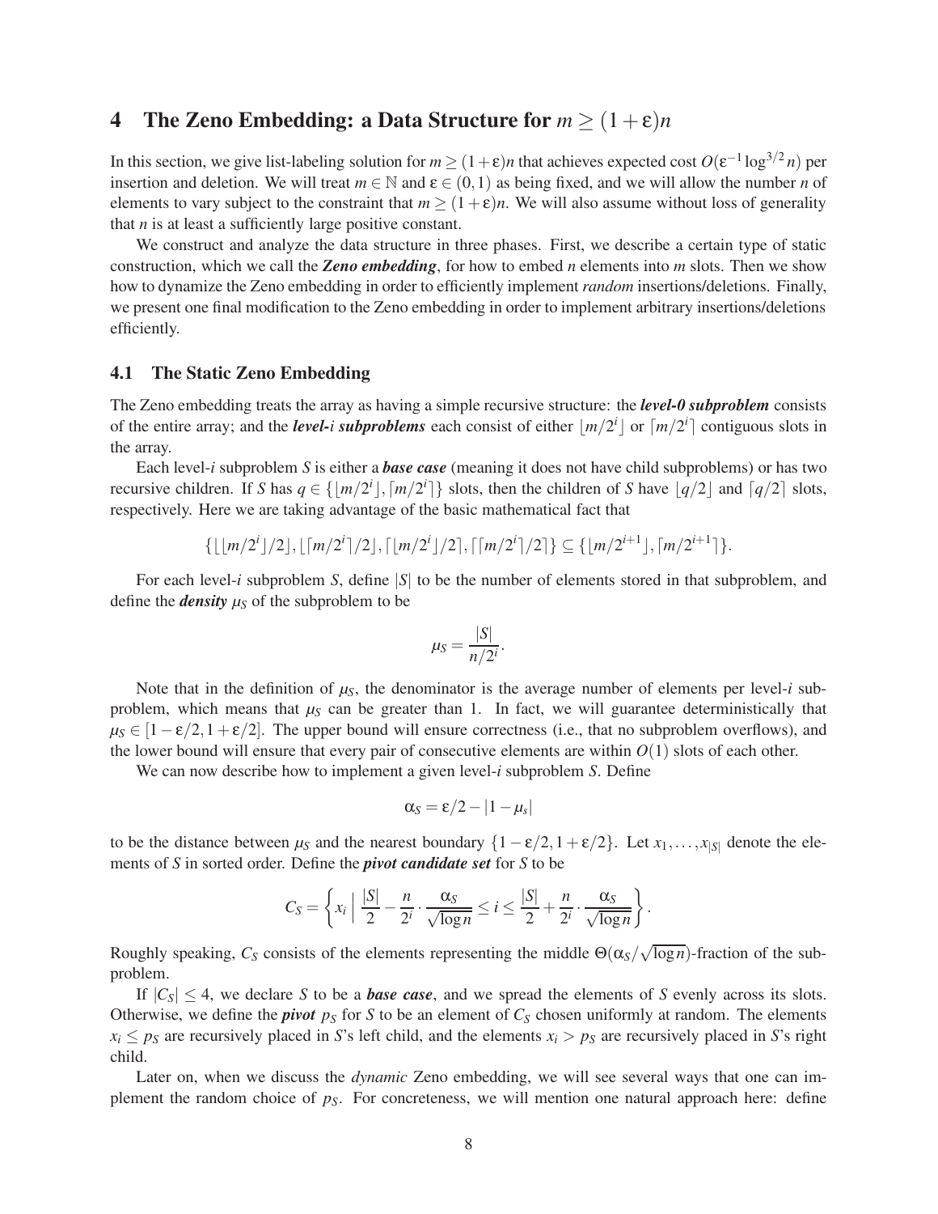## 4 The Zeno Embedding: a Data Structure for $m \geq (1+\varepsilon)n$

In this section, we give list-labeling solution for $m \geq (1+\varepsilon)n$ that achieves expected cost $O(\varepsilon^{-1}\log^{3/2} n)$ per insertion and deletion. We will treat $m \in \mathbb{N}$ and $\varepsilon \in (0,1)$ as being fixed, and we will allow the number $n$ of elements to vary subject to the constraint that $m \geq (1+\varepsilon)n$. We will also assume without loss of generality that $n$ is at least a sufficiently large positive constant.

We construct and analyze the data structure in three phases. First, we describe a certain type of static construction, which we call the ***Zeno embedding***, for how to embed $n$ elements into $m$ slots. Then we show how to dynamize the Zeno embedding in order to efficiently implement *random* insertions/deletions. Finally, we present one final modification to the Zeno embedding in order to implement arbitrary insertions/deletions efficiently.

### 4.1 The Static Zeno Embedding

The Zeno embedding treats the array as having a simple recursive structure: the ***level-0 subproblem*** consists of the entire array; and the ***level-$i$ subproblems*** each consist of either $\lfloor m/2^i \rfloor$ or $\lceil m/2^i \rceil$ contiguous slots in the array.

Each level-$i$ subproblem $S$ is either a ***base case*** (meaning it does not have child subproblems) or has two recursive children. If $S$ has $q \in \{\lfloor m/2^i \rfloor, \lceil m/2^i \rceil\}$ slots, then the children of $S$ have $\lfloor q/2 \rfloor$ and $\lceil q/2 \rceil$ slots, respectively. Here we are taking advantage of the basic mathematical fact that

$$\{\lfloor \lfloor m/2^i \rfloor/2 \rfloor, \lfloor \lceil m/2^i \rceil/2 \rfloor, \lceil \lfloor m/2^i \rfloor/2 \rceil, \lceil \lceil m/2^i \rceil/2 \rceil\} \subseteq \{\lfloor m/2^{i+1} \rfloor, \lceil m/2^{i+1} \rceil\}.$$

For each level-$i$ subproblem $S$, define $|S|$ to be the number of elements stored in that subproblem, and define the ***density*** $\mu_S$ of the subproblem to be

$$\mu_S = \frac{|S|}{n/2^i}.$$

Note that in the definition of $\mu_S$, the denominator is the average number of elements per level-$i$ subproblem, which means that $\mu_S$ can be greater than 1. In fact, we will guarantee deterministically that $\mu_S \in [1-\varepsilon/2, 1+\varepsilon/2]$. The upper bound will ensure correctness (i.e., that no subproblem overflows), and the lower bound will ensure that every pair of consecutive elements are within $O(1)$ slots of each other.

We can now describe how to implement a given level-$i$ subproblem $S$. Define

$$\alpha_S = \varepsilon/2 - |1-\mu_s|$$

to be the distance between $\mu_S$ and the nearest boundary $\{1-\varepsilon/2, 1+\varepsilon/2\}$. Let $x_1, \ldots, x_{|S|}$ denote the elements of $S$ in sorted order. Define the ***pivot candidate set*** for $S$ to be

$$C_S = \left\{ x_i \;\middle|\; \frac{|S|}{2} - \frac{n}{2^i} \cdot \frac{\alpha_S}{\sqrt{\log n}} \leq i \leq \frac{|S|}{2} + \frac{n}{2^i} \cdot \frac{\alpha_S}{\sqrt{\log n}} \right\}.$$

Roughly speaking, $C_S$ consists of the elements representing the middle $\Theta(\alpha_S/\sqrt{\log n})$-fraction of the subproblem.

If $|C_S| \leq 4$, we declare $S$ to be a ***base case***, and we spread the elements of $S$ evenly across its slots. Otherwise, we define the ***pivot*** $p_S$ for $S$ to be an element of $C_S$ chosen uniformly at random. The elements $x_i \leq p_S$ are recursively placed in $S$'s left child, and the elements $x_i > p_S$ are recursively placed in $S$'s right child.

Later on, when we discuss the *dynamic* Zeno embedding, we will see several ways that one can implement the random choice of $p_S$. For concreteness, we will mention one natural approach here: define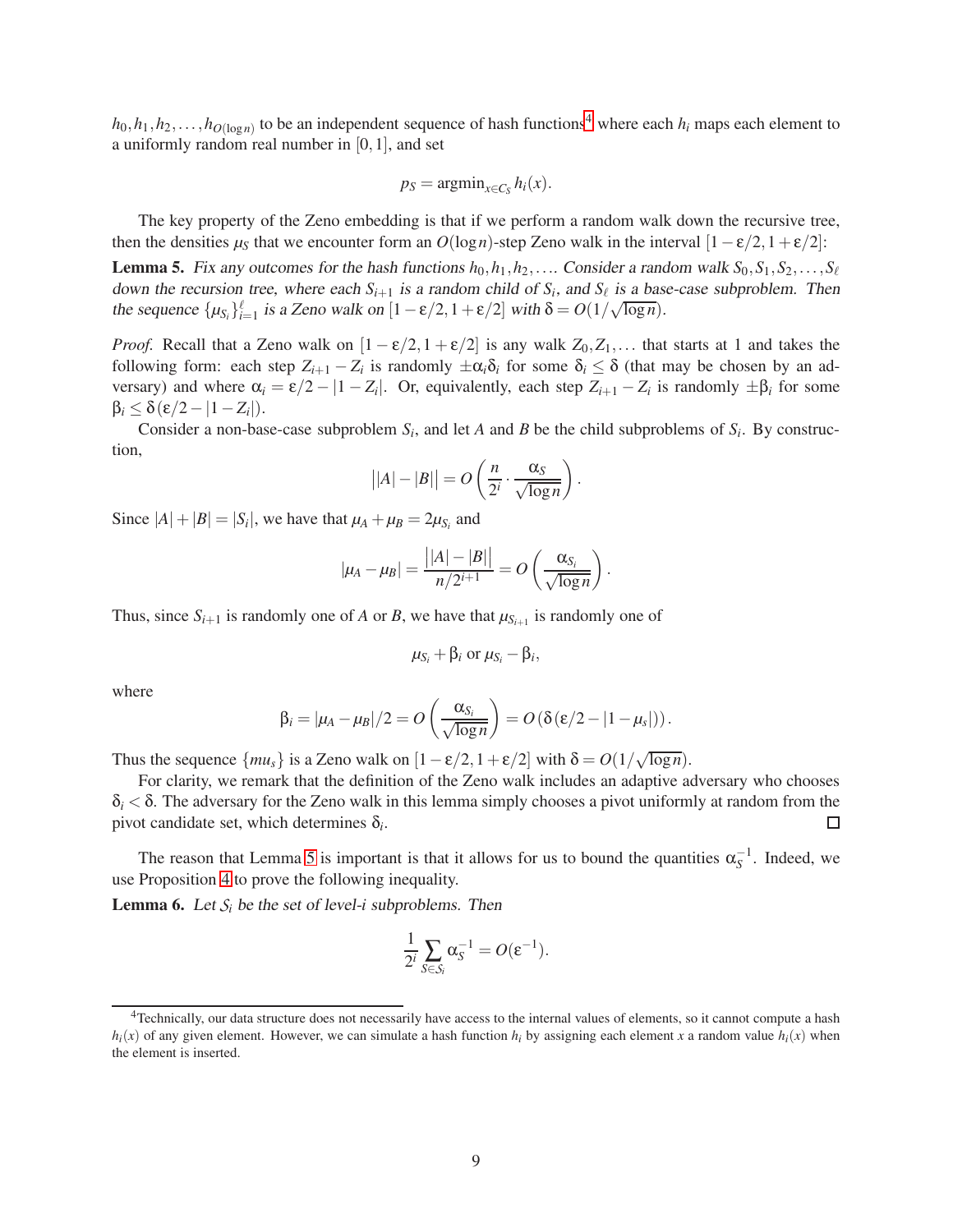$h_0, h_1, h_2, \ldots, h_{O(\log n)}$ to be an independent sequence of hash functions[4] where each $h_i$ maps each element to a uniformly random real number in $[0,1]$, and set

$$p_S = \operatorname{argmin}_{x \in C_S} h_i(x).$$

The key property of the Zeno embedding is that if we perform a random walk down the recursive tree, then the densities $\mu_S$ that we encounter form an $O(\log n)$-step Zeno walk in the interval $[1-\varepsilon/2, 1+\varepsilon/2]$:

**Lemma 5.** *Fix any outcomes for the hash functions $h_0, h_1, h_2, \ldots$. Consider a random walk $S_0, S_1, S_2, \ldots, S_\ell$ down the recursion tree, where each $S_{i+1}$ is a random child of $S_i$, and $S_\ell$ is a base-case subproblem. Then the sequence $\{\mu_{S_i}\}_{i=1}^{\ell}$ is a Zeno walk on $[1-\varepsilon/2, 1+\varepsilon/2]$ with $\delta = O(1/\sqrt{\log n})$.*

*Proof.* Recall that a Zeno walk on $[1-\varepsilon/2, 1+\varepsilon/2]$ is any walk $Z_0, Z_1, \ldots$ that starts at 1 and takes the following form: each step $Z_{i+1} - Z_i$ is randomly $\pm \alpha_i \delta_i$ for some $\delta_i \leq \delta$ (that may be chosen by an adversary) and where $\alpha_i = \varepsilon/2 - |1 - Z_i|$. Or, equivalently, each step $Z_{i+1} - Z_i$ is randomly $\pm \beta_i$ for some $\beta_i \leq \delta(\varepsilon/2 - |1 - Z_i|)$.

Consider a non-base-case subproblem $S_i$, and let $A$ and $B$ be the child subproblems of $S_i$. By construction,

$$\big||A| - |B|\big| = O\left(\frac{n}{2^i} \cdot \frac{\alpha_S}{\sqrt{\log n}}\right).$$

Since $|A| + |B| = |S_i|$, we have that $\mu_A + \mu_B = 2\mu_{S_i}$ and

$$|\mu_A - \mu_B| = \frac{\big||A| - |B|\big|}{n/2^{i+1}} = O\left(\frac{\alpha_{S_i}}{\sqrt{\log n}}\right).$$

Thus, since $S_{i+1}$ is randomly one of $A$ or $B$, we have that $\mu_{S_{i+1}}$ is randomly one of

$$\mu_{S_i} + \beta_i \text{ or } \mu_{S_i} - \beta_i,$$

where

$$\beta_i = |\mu_A - \mu_B|/2 = O\left(\frac{\alpha_{S_i}}{\sqrt{\log n}}\right) = O\left(\delta(\varepsilon/2 - |1 - \mu_s|)\right).$$

Thus the sequence $\{mu_s\}$ is a Zeno walk on $[1-\varepsilon/2, 1+\varepsilon/2]$ with $\delta = O(1/\sqrt{\log n})$.

For clarity, we remark that the definition of the Zeno walk includes an adaptive adversary who chooses $\delta_i < \delta$. The adversary for the Zeno walk in this lemma simply chooses a pivot uniformly at random from the pivot candidate set, which determines $\delta_i$. □

The reason that Lemma 5 is important is that it allows for us to bound the quantities $\alpha_S^{-1}$. Indeed, we use Proposition 4 to prove the following inequality.

**Lemma 6.** *Let $\mathcal{S}_i$ be the set of level-$i$ subproblems. Then*

$$\frac{1}{2^i} \sum_{S \in \mathcal{S}_i} \alpha_S^{-1} = O(\varepsilon^{-1}).$$

---

[4] Technically, our data structure does not necessarily have access to the internal values of elements, so it cannot compute a hash $h_i(x)$ of any given element. However, we can simulate a hash function $h_i$ by assigning each element $x$ a random value $h_i(x)$ when the element is inserted.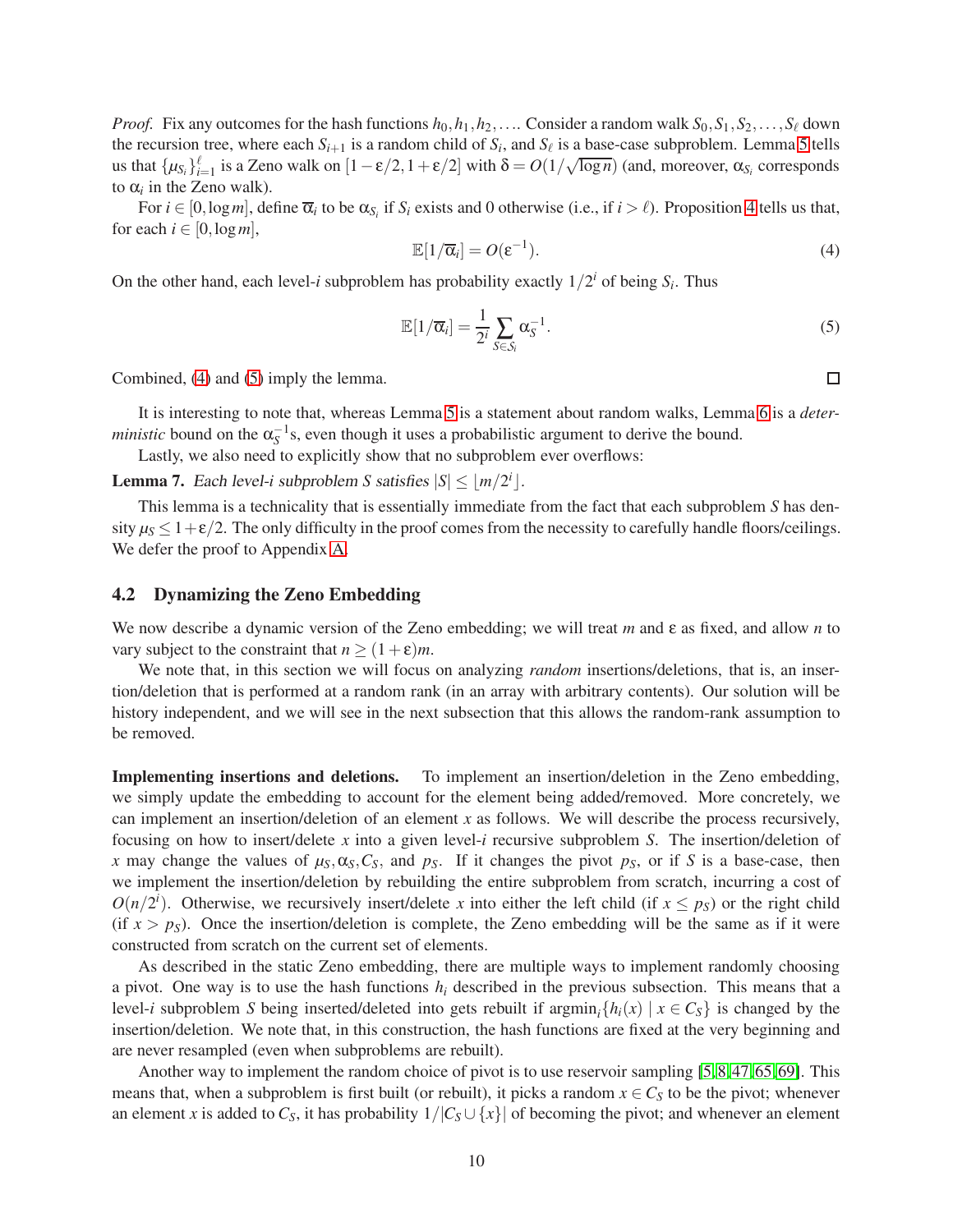*Proof.* Fix any outcomes for the hash functions $h_0, h_1, h_2, \ldots$. Consider a random walk $S_0, S_1, S_2, \ldots, S_\ell$ down the recursion tree, where each $S_{i+1}$ is a random child of $S_i$, and $S_\ell$ is a base-case subproblem. Lemma 5 tells us that $\{\mu_{S_i}\}_{i=1}^{\ell}$ is a Zeno walk on $[1-\varepsilon/2, 1+\varepsilon/2]$ with $\delta = O(1/\sqrt{\log n})$ (and, moreover, $\alpha_{S_i}$ corresponds to $\alpha_i$ in the Zeno walk).

For $i \in [0, \log m]$, define $\overline{\alpha}_i$ to be $\alpha_{S_i}$ if $S_i$ exists and 0 otherwise (i.e., if $i > \ell$). Proposition 4 tells us that, for each $i \in [0, \log m]$,

$$\mathbb{E}[1/\overline{\alpha}_i] = O(\varepsilon^{-1}). \tag{4}$$

On the other hand, each level-$i$ subproblem has probability exactly $1/2^i$ of being $S_i$. Thus

$$\mathbb{E}[1/\overline{\alpha}_i] = \frac{1}{2^i} \sum_{S \in \mathcal{S}_i} \alpha_S^{-1}. \tag{5}$$

Combined, (4) and (5) imply the lemma. $\square$

It is interesting to note that, whereas Lemma 5 is a statement about random walks, Lemma 6 is a *deterministic* bound on the $\alpha_S^{-1}$s, even though it uses a probabilistic argument to derive the bound.

Lastly, we also need to explicitly show that no subproblem ever overflows:

**Lemma 7.** *Each level-$i$ subproblem $S$ satisfies $|S| \le \lfloor m/2^i \rfloor$.*

This lemma is a technicality that is essentially immediate from the fact that each subproblem $S$ has density $\mu_S \le 1+\varepsilon/2$. The only difficulty in the proof comes from the necessity to carefully handle floors/ceilings. We defer the proof to Appendix A.

## 4.2 Dynamizing the Zeno Embedding

We now describe a dynamic version of the Zeno embedding; we will treat $m$ and $\varepsilon$ as fixed, and allow $n$ to vary subject to the constraint that $n \ge (1+\varepsilon)m$.

We note that, in this section we will focus on analyzing *random* insertions/deletions, that is, an insertion/deletion that is performed at a random rank (in an array with arbitrary contents). Our solution will be history independent, and we will see in the next subsection that this allows the random-rank assumption to be removed.

**Implementing insertions and deletions.** To implement an insertion/deletion in the Zeno embedding, we simply update the embedding to account for the element being added/removed. More concretely, we can implement an insertion/deletion of an element $x$ as follows. We will describe the process recursively, focusing on how to insert/delete $x$ into a given level-$i$ recursive subproblem $S$. The insertion/deletion of $x$ may change the values of $\mu_S, \alpha_S, C_S$, and $p_S$. If it changes the pivot $p_S$, or if $S$ is a base-case, then we implement the insertion/deletion by rebuilding the entire subproblem from scratch, incurring a cost of $O(n/2^i)$. Otherwise, we recursively insert/delete $x$ into either the left child (if $x \le p_S$) or the right child (if $x > p_S$). Once the insertion/deletion is complete, the Zeno embedding will be the same as if it were constructed from scratch on the current set of elements.

As described in the static Zeno embedding, there are multiple ways to implement randomly choosing a pivot. One way is to use the hash functions $h_i$ described in the previous subsection. This means that a level-$i$ subproblem $S$ being inserted/deleted into gets rebuilt if $\operatorname{argmin}_i\{h_i(x) \mid x \in C_S\}$ is changed by the insertion/deletion. We note that, in this construction, the hash functions are fixed at the very beginning and are never resampled (even when subproblems are rebuilt).

Another way to implement the random choice of pivot is to use reservoir sampling [5,8,47,65,69]. This means that, when a subproblem is first built (or rebuilt), it picks a random $x \in C_S$ to be the pivot; whenever an element $x$ is added to $C_S$, it has probability $1/|C_S \cup \{x\}|$ of becoming the pivot; and whenever an element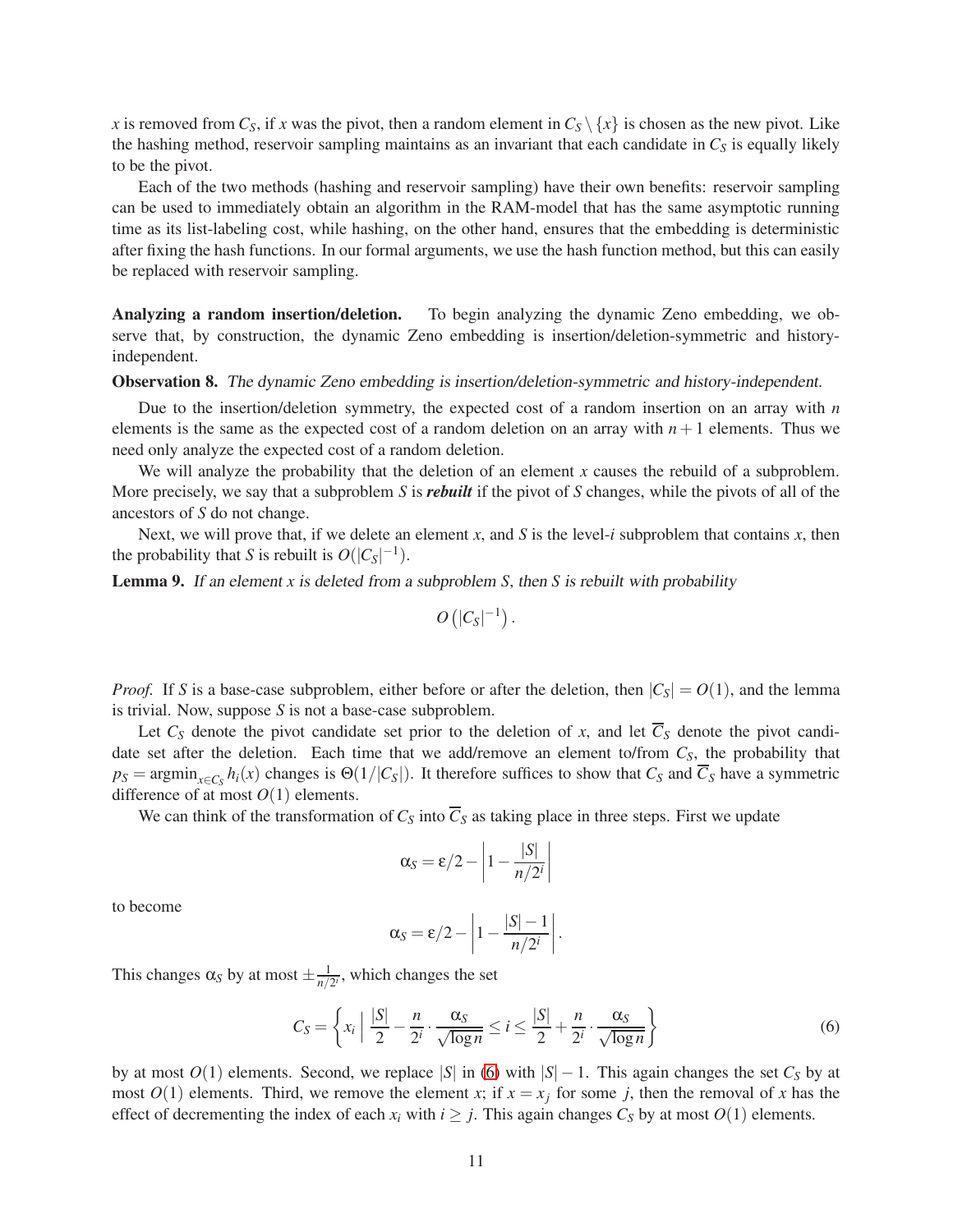$x$ is removed from $C_S$, if $x$ was the pivot, then a random element in $C_S \setminus \{x\}$ is chosen as the new pivot. Like the hashing method, reservoir sampling maintains as an invariant that each candidate in $C_S$ is equally likely to be the pivot.

Each of the two methods (hashing and reservoir sampling) have their own benefits: reservoir sampling can be used to immediately obtain an algorithm in the RAM-model that has the same asymptotic running time as its list-labeling cost, while hashing, on the other hand, ensures that the embedding is deterministic after fixing the hash functions. In our formal arguments, we use the hash function method, but this can easily be replaced with reservoir sampling.

**Analyzing a random insertion/deletion.** To begin analyzing the dynamic Zeno embedding, we observe that, by construction, the dynamic Zeno embedding is insertion/deletion-symmetric and history-independent.

**Observation 8.** *The dynamic Zeno embedding is insertion/deletion-symmetric and history-independent.*

Due to the insertion/deletion symmetry, the expected cost of a random insertion on an array with $n$ elements is the same as the expected cost of a random deletion on an array with $n+1$ elements. Thus we need only analyze the expected cost of a random deletion.

We will analyze the probability that the deletion of an element $x$ causes the rebuild of a subproblem. More precisely, we say that a subproblem $S$ is ***rebuilt*** if the pivot of $S$ changes, while the pivots of all of the ancestors of $S$ do not change.

Next, we will prove that, if we delete an element $x$, and $S$ is the level-$i$ subproblem that contains $x$, then the probability that $S$ is rebuilt is $O(|C_S|^{-1})$.

**Lemma 9.** *If an element $x$ is deleted from a subproblem $S$, then $S$ is rebuilt with probability*

$$O\left(|C_S|^{-1}\right).$$

*Proof.* If $S$ is a base-case subproblem, either before or after the deletion, then $|C_S| = O(1)$, and the lemma is trivial. Now, suppose $S$ is not a base-case subproblem.

Let $C_S$ denote the pivot candidate set prior to the deletion of $x$, and let $\overline{C}_S$ denote the pivot candidate set after the deletion. Each time that we add/remove an element to/from $C_S$, the probability that $p_S = \operatorname{argmin}_{x \in C_S} h_i(x)$ changes is $\Theta(1/|C_S|)$. It therefore suffices to show that $C_S$ and $\overline{C}_S$ have a symmetric difference of at most $O(1)$ elements.

We can think of the transformation of $C_S$ into $\overline{C}_S$ as taking place in three steps. First we update

$$\alpha_S = \varepsilon/2 - \left|1 - \frac{|S|}{n/2^i}\right|$$

to become

$$\alpha_S = \varepsilon/2 - \left|1 - \frac{|S|-1}{n/2^i}\right|.$$

This changes $\alpha_S$ by at most $\pm\frac{1}{n/2^i}$, which changes the set

$$C_S = \left\{ x_i \;\middle|\; \frac{|S|}{2} - \frac{n}{2^i} \cdot \frac{\alpha_S}{\sqrt{\log n}} \leq i \leq \frac{|S|}{2} + \frac{n}{2^i} \cdot \frac{\alpha_S}{\sqrt{\log n}} \right\} \tag{6}$$

by at most $O(1)$ elements. Second, we replace $|S|$ in (6) with $|S|-1$. This again changes the set $C_S$ by at most $O(1)$ elements. Third, we remove the element $x$; if $x = x_j$ for some $j$, then the removal of $x$ has the effect of decrementing the index of each $x_i$ with $i \geq j$. This again changes $C_S$ by at most $O(1)$ elements.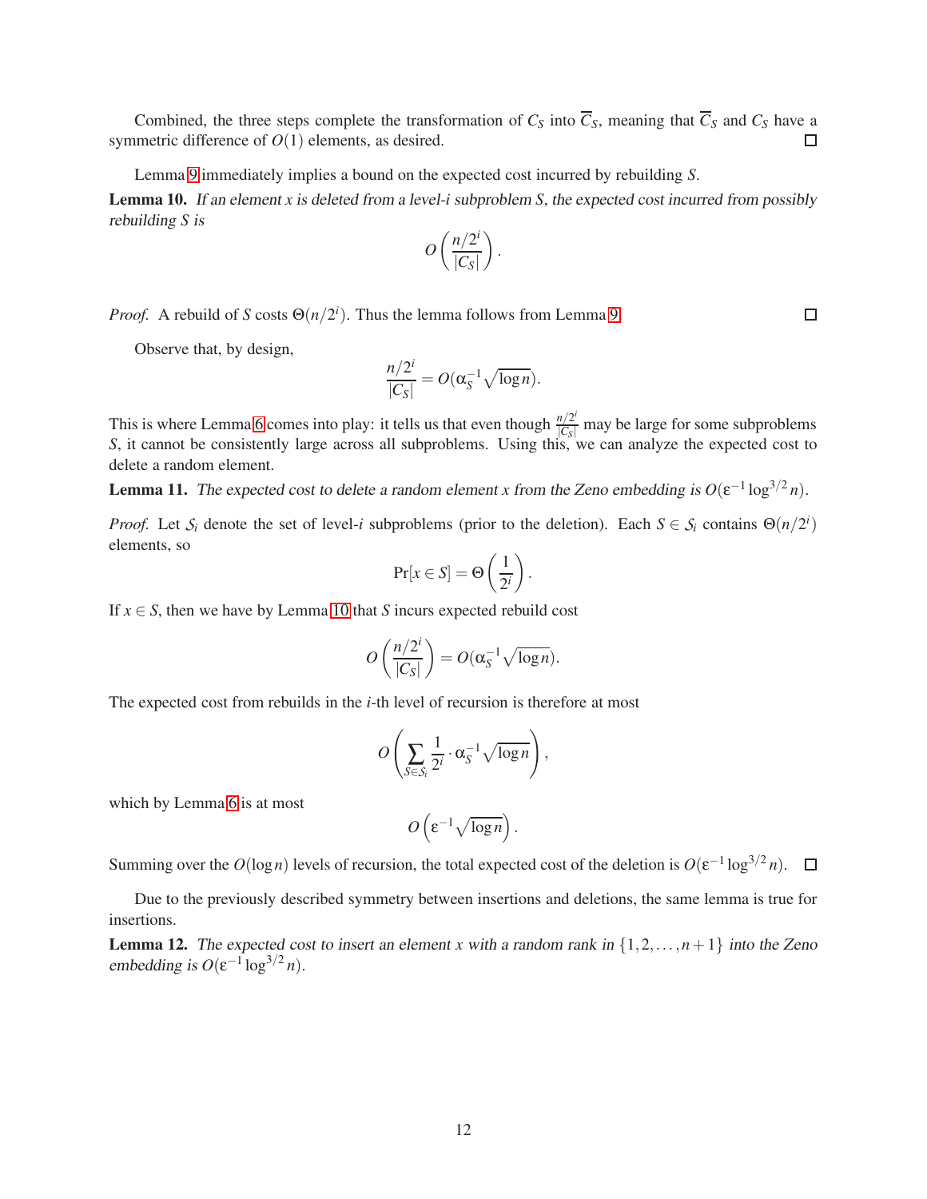Combined, the three steps complete the transformation of $C_S$ into $\overline{C}_S$, meaning that $\overline{C}_S$ and $C_S$ have a symmetric difference of $O(1)$ elements, as desired. $\square$

Lemma 9 immediately implies a bound on the expected cost incurred by rebuilding $S$.

**Lemma 10.** *If an element $x$ is deleted from a level-$i$ subproblem $S$, the expected cost incurred from possibly rebuilding $S$ is*

$$O\left(\frac{n/2^i}{|C_S|}\right).$$

*Proof.* A rebuild of $S$ costs $\Theta(n/2^i)$. Thus the lemma follows from Lemma 9. $\square$

Observe that, by design,

$$\frac{n/2^i}{|C_S|} = O(\alpha_S^{-1}\sqrt{\log n}).$$

This is where Lemma 6 comes into play: it tells us that even though $\frac{n/2^i}{|C_S|}$ may be large for some subproblems $S$, it cannot be consistently large across all subproblems. Using this, we can analyze the expected cost to delete a random element.

**Lemma 11.** *The expected cost to delete a random element $x$ from the Zeno embedding is $O(\varepsilon^{-1}\log^{3/2} n)$.*

*Proof.* Let $\mathcal{S}_i$ denote the set of level-$i$ subproblems (prior to the deletion). Each $S \in \mathcal{S}_i$ contains $\Theta(n/2^i)$ elements, so

$$\Pr[x \in S] = \Theta\left(\frac{1}{2^i}\right).$$

If $x \in S$, then we have by Lemma 10 that $S$ incurs expected rebuild cost

$$O\left(\frac{n/2^i}{|C_S|}\right) = O(\alpha_S^{-1}\sqrt{\log n}).$$

The expected cost from rebuilds in the $i$-th level of recursion is therefore at most

$$O\left(\sum_{S\in\mathcal{S}_i}\frac{1}{2^i}\cdot\alpha_S^{-1}\sqrt{\log n}\right),$$

which by Lemma 6 is at most

$$O\left(\varepsilon^{-1}\sqrt{\log n}\right).$$

Summing over the $O(\log n)$ levels of recursion, the total expected cost of the deletion is $O(\varepsilon^{-1}\log^{3/2} n)$. $\square$

Due to the previously described symmetry between insertions and deletions, the same lemma is true for insertions.

**Lemma 12.** *The expected cost to insert an element $x$ with a random rank in $\{1,2,\ldots,n+1\}$ into the Zeno embedding is $O(\varepsilon^{-1}\log^{3/2} n)$.*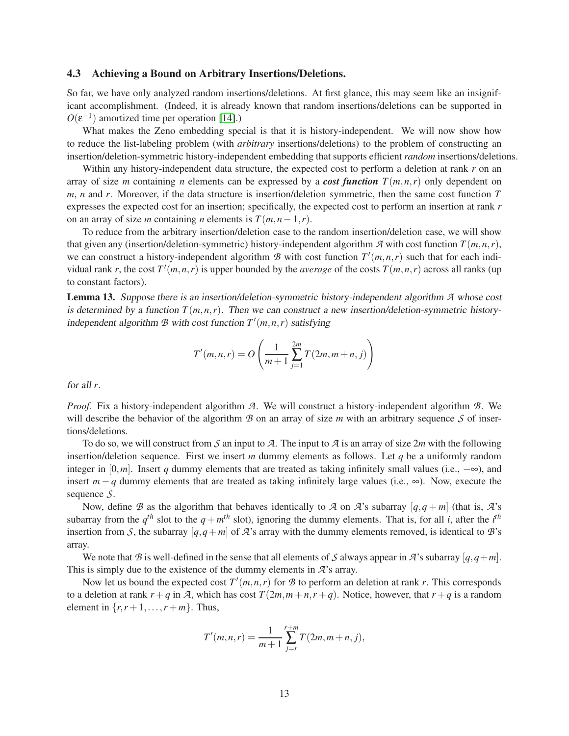### 4.3 Achieving a Bound on Arbitrary Insertions/Deletions.

So far, we have only analyzed random insertions/deletions. At first glance, this may seem like an insignificant accomplishment. (Indeed, it is already known that random insertions/deletions can be supported in $O(\varepsilon^{-1})$ amortized time per operation [14].)

What makes the Zeno embedding special is that it is history-independent. We will now show how to reduce the list-labeling problem (with *arbitrary* insertions/deletions) to the problem of constructing an insertion/deletion-symmetric history-independent embedding that supports efficient *random* insertions/deletions.

Within any history-independent data structure, the expected cost to perform a deletion at rank $r$ on an array of size $m$ containing $n$ elements can be expressed by a ***cost function*** $T(m,n,r)$ only dependent on $m$, $n$ and $r$. Moreover, if the data structure is insertion/deletion symmetric, then the same cost function $T$ expresses the expected cost for an insertion; specifically, the expected cost to perform an insertion at rank $r$ on an array of size $m$ containing $n$ elements is $T(m,n-1,r)$.

To reduce from the arbitrary insertion/deletion case to the random insertion/deletion case, we will show that given any (insertion/deletion-symmetric) history-independent algorithm $\mathcal{A}$ with cost function $T(m,n,r)$, we can construct a history-independent algorithm $\mathcal{B}$ with cost function $T'(m,n,r)$ such that for each individual rank $r$, the cost $T'(m,n,r)$ is upper bounded by the *average* of the costs $T(m,n,r)$ across all ranks (up to constant factors).

**Lemma 13.** *Suppose there is an insertion/deletion-symmetric history-independent algorithm $\mathcal{A}$ whose cost is determined by a function $T(m,n,r)$. Then we can construct a new insertion/deletion-symmetric history-independent algorithm $\mathcal{B}$ with cost function $T'(m,n,r)$ satisfying*

$$T'(m,n,r) = O\left(\frac{1}{m+1}\sum_{j=1}^{2m} T(2m, m+n, j)\right)$$

*for all $r$.*

*Proof.* Fix a history-independent algorithm $\mathcal{A}$. We will construct a history-independent algorithm $\mathcal{B}$. We will describe the behavior of the algorithm $\mathcal{B}$ on an array of size $m$ with an arbitrary sequence $\mathcal{S}$ of insertions/deletions.

To do so, we will construct from $\mathcal{S}$ an input to $\mathcal{A}$. The input to $\mathcal{A}$ is an array of size $2m$ with the following insertion/deletion sequence. First we insert $m$ dummy elements as follows. Let $q$ be a uniformly random integer in $[0,m]$. Insert $q$ dummy elements that are treated as taking infinitely small values (i.e., $-\infty$), and insert $m-q$ dummy elements that are treated as taking infinitely large values (i.e., $\infty$). Now, execute the sequence $\mathcal{S}$.

Now, define $\mathcal{B}$ as the algorithm that behaves identically to $\mathcal{A}$ on $\mathcal{A}$'s subarray $[q, q+m]$ (that is, $\mathcal{A}$'s subarray from the $q^{th}$ slot to the $q+m^{th}$ slot), ignoring the dummy elements. That is, for all $i$, after the $i^{th}$ insertion from $\mathcal{S}$, the subarray $[q, q+m]$ of $\mathcal{A}$'s array with the dummy elements removed, is identical to $\mathcal{B}$'s array.

We note that $\mathcal{B}$ is well-defined in the sense that all elements of $\mathcal{S}$ always appear in $\mathcal{A}$'s subarray $[q, q+m]$. This is simply due to the existence of the dummy elements in $\mathcal{A}$'s array.

Now let us bound the expected cost $T'(m,n,r)$ for $\mathcal{B}$ to perform an deletion at rank $r$. This corresponds to a deletion at rank $r+q$ in $\mathcal{A}$, which has cost $T(2m, m+n, r+q)$. Notice, however, that $r+q$ is a random element in $\{r, r+1, \ldots, r+m\}$. Thus,

$$T'(m,n,r) = \frac{1}{m+1}\sum_{j=r}^{r+m} T(2m, m+n, j),$$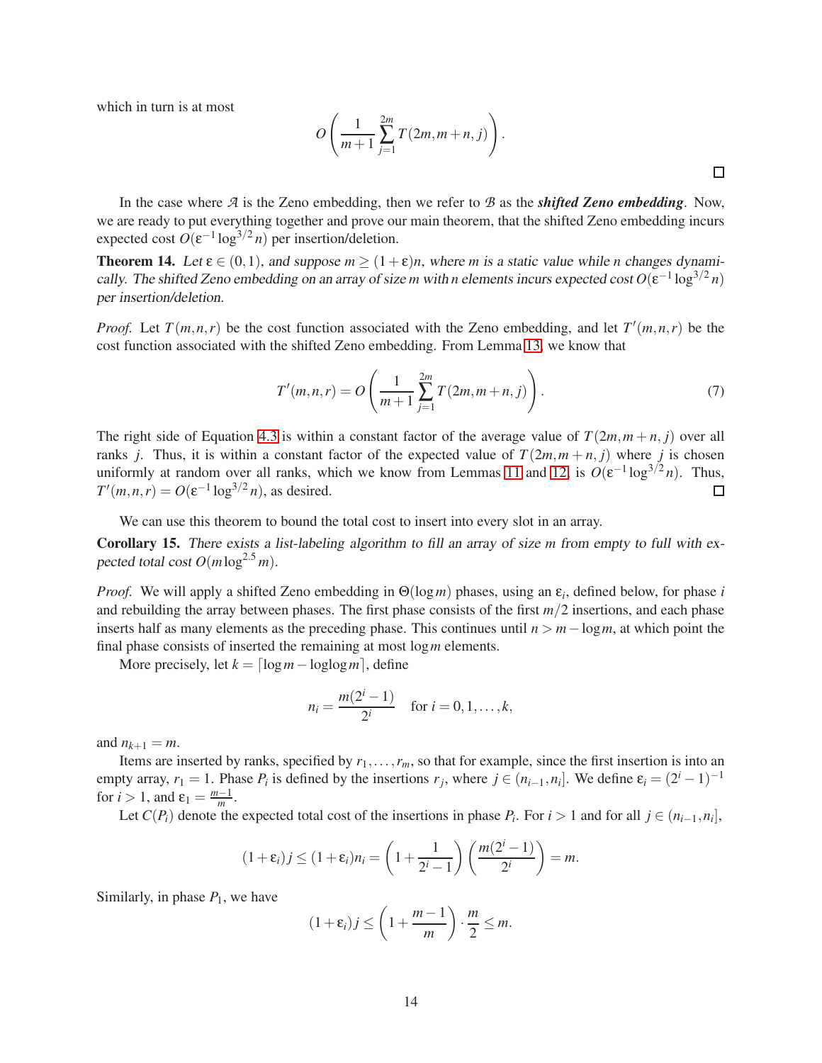which in turn is at most

$$O\left(\frac{1}{m+1}\sum_{j=1}^{2m} T(2m, m+n, j)\right).$$

□

In the case where $\mathcal{A}$ is the Zeno embedding, then we refer to $\mathcal{B}$ as the ***shifted Zeno embedding***. Now, we are ready to put everything together and prove our main theorem, that the shifted Zeno embedding incurs expected cost $O(\varepsilon^{-1}\log^{3/2} n)$ per insertion/deletion.

**Theorem 14.** *Let $\varepsilon \in (0,1)$, and suppose $m \geq (1+\varepsilon)n$, where $m$ is a static value while $n$ changes dynamically. The shifted Zeno embedding on an array of size $m$ with $n$ elements incurs expected cost $O(\varepsilon^{-1}\log^{3/2} n)$ per insertion/deletion.*

*Proof.* Let $T(m,n,r)$ be the cost function associated with the Zeno embedding, and let $T'(m,n,r)$ be the cost function associated with the shifted Zeno embedding. From Lemma 13, we know that

$$T'(m,n,r) = O\left(\frac{1}{m+1}\sum_{j=1}^{2m} T(2m, m+n, j)\right). \tag{7}$$

The right side of Equation 4.3 is within a constant factor of the average value of $T(2m, m+n, j)$ over all ranks $j$. Thus, it is within a constant factor of the expected value of $T(2m, m+n, j)$ where $j$ is chosen uniformly at random over all ranks, which we know from Lemmas 11 and 12, is $O(\varepsilon^{-1}\log^{3/2} n)$. Thus, $T'(m,n,r) = O(\varepsilon^{-1}\log^{3/2} n)$, as desired. □

We can use this theorem to bound the total cost to insert into every slot in an array.

**Corollary 15.** *There exists a list-labeling algorithm to fill an array of size $m$ from empty to full with expected total cost $O(m\log^{2.5} m)$.*

*Proof.* We will apply a shifted Zeno embedding in $\Theta(\log m)$ phases, using an $\varepsilon_i$, defined below, for phase $i$ and rebuilding the array between phases. The first phase consists of the first $m/2$ insertions, and each phase inserts half as many elements as the preceding phase. This continues until $n > m - \log m$, at which point the final phase consists of inserted the remaining at most $\log m$ elements.

More precisely, let $k = \lceil \log m - \log\log m \rceil$, define

$$n_i = \frac{m(2^i - 1)}{2^i} \quad \text{for } i = 0, 1, \ldots, k,$$

and $n_{k+1} = m$.

Items are inserted by ranks, specified by $r_1, \ldots, r_m$, so that for example, since the first insertion is into an empty array, $r_1 = 1$. Phase $P_i$ is defined by the insertions $r_j$, where $j \in (n_{i-1}, n_i]$. We define $\varepsilon_i = (2^i - 1)^{-1}$ for $i > 1$, and $\varepsilon_1 = \frac{m-1}{m}$.

Let $C(P_i)$ denote the expected total cost of the insertions in phase $P_i$. For $i > 1$ and for all $j \in (n_{i-1}, n_i]$,

$$(1+\varepsilon_i)j \leq (1+\varepsilon_i)n_i = \left(1 + \frac{1}{2^i - 1}\right)\left(\frac{m(2^i - 1)}{2^i}\right) = m.$$

Similarly, in phase $P_1$, we have

$$(1+\varepsilon_i)j \leq \left(1 + \frac{m-1}{m}\right) \cdot \frac{m}{2} \leq m.$$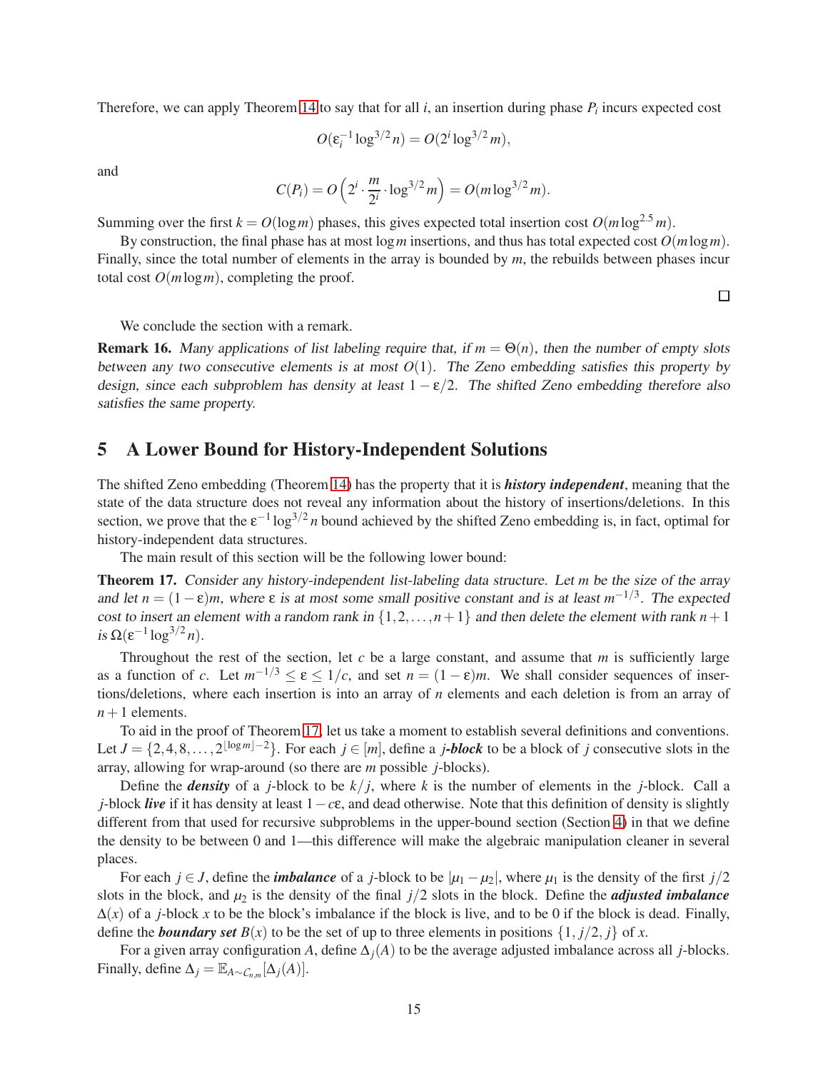Therefore, we can apply Theorem 14 to say that for all $i$, an insertion during phase $P_i$ incurs expected cost

$$O(\varepsilon_i^{-1}\log^{3/2} n) = O(2^i \log^{3/2} m),$$

and

$$C(P_i) = O\left(2^i \cdot \frac{m}{2^i} \cdot \log^{3/2} m\right) = O(m\log^{3/2} m).$$

Summing over the first $k = O(\log m)$ phases, this gives expected total insertion cost $O(m\log^{2.5} m)$.

By construction, the final phase has at most $\log m$ insertions, and thus has total expected cost $O(m\log m)$. Finally, since the total number of elements in the array is bounded by $m$, the rebuilds between phases incur total cost $O(m\log m)$, completing the proof.

□

We conclude the section with a remark.

**Remark 16.** *Many applications of list labeling require that, if $m = \Theta(n)$, then the number of empty slots between any two consecutive elements is at most $O(1)$. The Zeno embedding satisfies this property by design, since each subproblem has density at least $1-\varepsilon/2$. The shifted Zeno embedding therefore also satisfies the same property.*

## 5 A Lower Bound for History-Independent Solutions

The shifted Zeno embedding (Theorem 14) has the property that it is ***history independent***, meaning that the state of the data structure does not reveal any information about the history of insertions/deletions. In this section, we prove that the $\varepsilon^{-1}\log^{3/2} n$ bound achieved by the shifted Zeno embedding is, in fact, optimal for history-independent data structures.

The main result of this section will be the following lower bound:

**Theorem 17.** *Consider any history-independent list-labeling data structure. Let $m$ be the size of the array and let $n = (1-\varepsilon)m$, where $\varepsilon$ is at most some small positive constant and is at least $m^{-1/3}$. The expected cost to insert an element with a random rank in $\{1,2,\dots,n+1\}$ and then delete the element with rank $n+1$ is $\Omega(\varepsilon^{-1}\log^{3/2} n)$.*

Throughout the rest of the section, let $c$ be a large constant, and assume that $m$ is sufficiently large as a function of $c$. Let $m^{-1/3} \le \varepsilon \le 1/c$, and set $n = (1-\varepsilon)m$. We shall consider sequences of insertions/deletions, where each insertion is into an array of $n$ elements and each deletion is from an array of $n+1$ elements.

To aid in the proof of Theorem 17, let us take a moment to establish several definitions and conventions. Let $J = \{2,4,8,\dots,2^{\lfloor \log m\rfloor -2}\}$. For each $j \in [m]$, define a ***j-block*** to be a block of $j$ consecutive slots in the array, allowing for wrap-around (so there are $m$ possible $j$-blocks).

Define the ***density*** of a $j$-block to be $k/j$, where $k$ is the number of elements in the $j$-block. Call a $j$-block ***live*** if it has density at least $1-c\varepsilon$, and dead otherwise. Note that this definition of density is slightly different from that used for recursive subproblems in the upper-bound section (Section 4) in that we define the density to be between 0 and 1—this difference will make the algebraic manipulation cleaner in several places.

For each $j \in J$, define the ***imbalance*** of a $j$-block to be $|\mu_1 - \mu_2|$, where $\mu_1$ is the density of the first $j/2$ slots in the block, and $\mu_2$ is the density of the final $j/2$ slots in the block. Define the ***adjusted imbalance*** $\Delta(x)$ of a $j$-block $x$ to be the block's imbalance if the block is live, and to be 0 if the block is dead. Finally, define the ***boundary set*** $B(x)$ to be the set of up to three elements in positions $\{1, j/2, j\}$ of $x$.

For a given array configuration $A$, define $\Delta_j(A)$ to be the average adjusted imbalance across all $j$-blocks. Finally, define $\Delta_j = \mathbb{E}_{A\sim C_{n,m}}[\Delta_j(A)]$.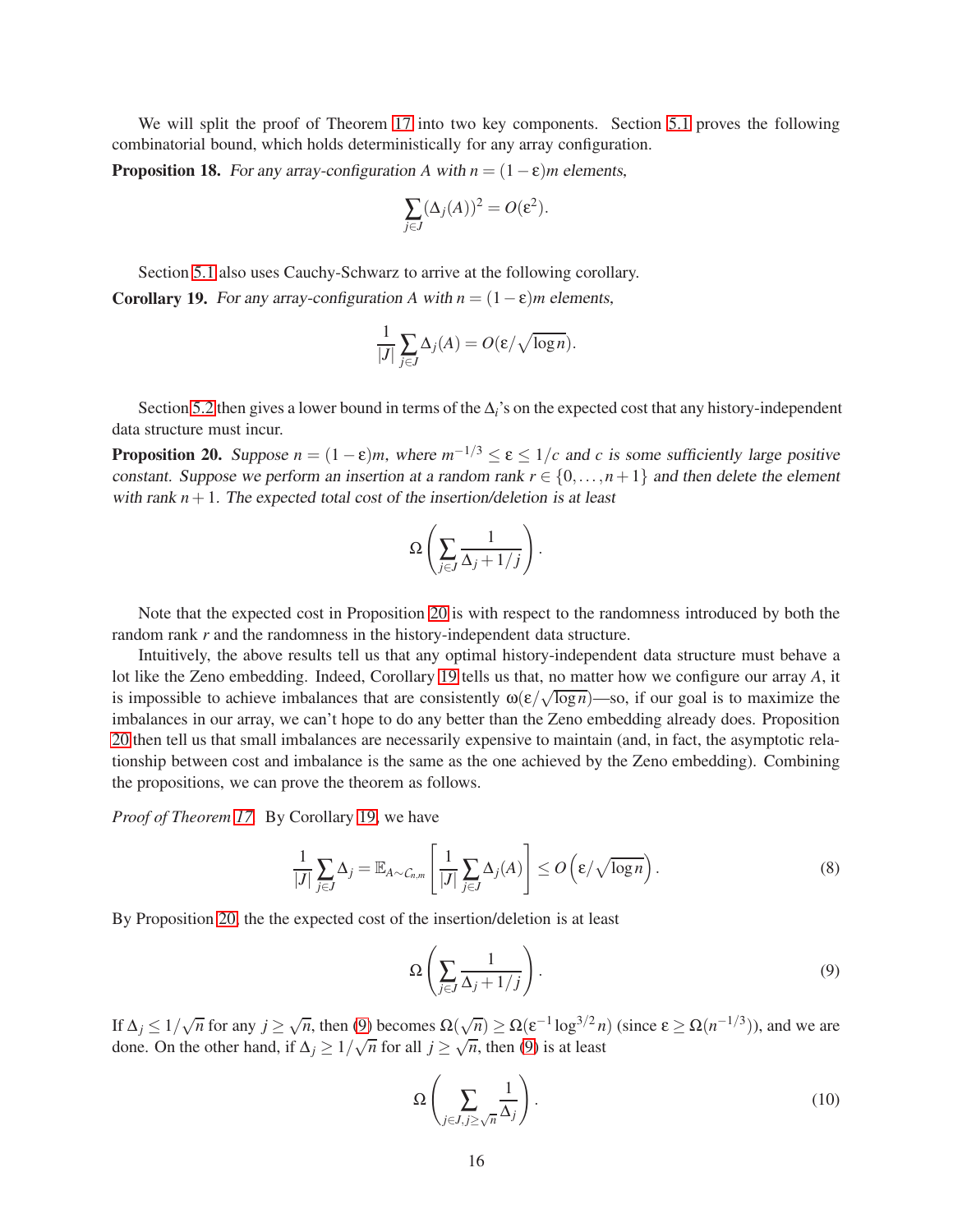We will split the proof of Theorem 17 into two key components. Section 5.1 proves the following combinatorial bound, which holds deterministically for any array configuration.

**Proposition 18.** *For any array-configuration $A$ with $n = (1-\varepsilon)m$ elements,*

$$\sum_{j \in J} (\Delta_j(A))^2 = O(\varepsilon^2).$$

Section 5.1 also uses Cauchy-Schwarz to arrive at the following corollary.

**Corollary 19.** *For any array-configuration $A$ with $n = (1-\varepsilon)m$ elements,*

$$\frac{1}{|J|} \sum_{j \in J} \Delta_j(A) = O(\varepsilon/\sqrt{\log n}).$$

Section 5.2 then gives a lower bound in terms of the $\Delta_i$'s on the expected cost that any history-independent data structure must incur.

**Proposition 20.** *Suppose $n = (1-\varepsilon)m$, where $m^{-1/3} \leq \varepsilon \leq 1/c$ and $c$ is some sufficiently large positive constant. Suppose we perform an insertion at a random rank $r \in \{0, \dots, n+1\}$ and then delete the element with rank $n+1$. The expected total cost of the insertion/deletion is at least*

$$\Omega\left(\sum_{j \in J} \frac{1}{\Delta_j + 1/j}\right).$$

Note that the expected cost in Proposition 20 is with respect to the randomness introduced by both the random rank $r$ and the randomness in the history-independent data structure.

Intuitively, the above results tell us that any optimal history-independent data structure must behave a lot like the Zeno embedding. Indeed, Corollary 19 tells us that, no matter how we configure our array $A$, it is impossible to achieve imbalances that are consistently $\omega(\varepsilon/\sqrt{\log n})$—so, if our goal is to maximize the imbalances in our array, we can't hope to do any better than the Zeno embedding already does. Proposition 20 then tell us that small imbalances are necessarily expensive to maintain (and, in fact, the asymptotic relationship between cost and imbalance is the same as the one achieved by the Zeno embedding). Combining the propositions, we can prove the theorem as follows.

*Proof of Theorem 17.* By Corollary 19, we have

$$\frac{1}{|J|} \sum_{j \in J} \Delta_j = \mathbb{E}_{A \sim C_{n,m}} \left[ \frac{1}{|J|} \sum_{j \in J} \Delta_j(A) \right] \leq O\left(\varepsilon/\sqrt{\log n}\right). \tag{8}$$

By Proposition 20, the the expected cost of the insertion/deletion is at least

$$\Omega\left(\sum_{j \in J} \frac{1}{\Delta_j + 1/j}\right). \tag{9}$$

If $\Delta_j \leq 1/\sqrt{n}$ for any $j \geq \sqrt{n}$, then (9) becomes $\Omega(\sqrt{n}) \geq \Omega(\varepsilon^{-1} \log^{3/2} n)$ (since $\varepsilon \geq \Omega(n^{-1/3})$), and we are done. On the other hand, if $\Delta_j \geq 1/\sqrt{n}$ for all $j \geq \sqrt{n}$, then (9) is at least

$$\Omega\left(\sum_{j \in J, j \geq \sqrt{n}} \frac{1}{\Delta_j}\right). \tag{10}$$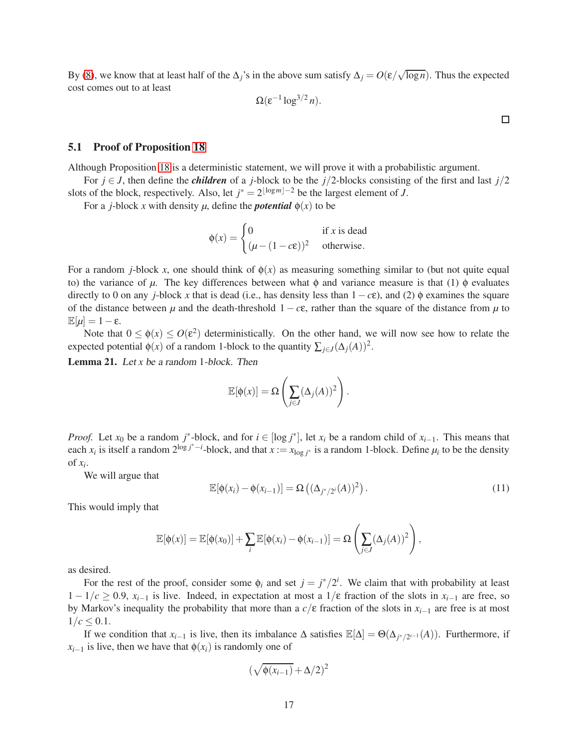By (8), we know that at least half of the $\Delta_j$'s in the above sum satisfy $\Delta_j = O(\varepsilon/\sqrt{\log n})$. Thus the expected cost comes out to at least

$$\Omega(\varepsilon^{-1} \log^{3/2} n).$$

□

## 5.1 Proof of Proposition 18

Although Proposition 18 is a deterministic statement, we will prove it with a probabilistic argument.

For $j \in J$, then define the ***children*** of a $j$-block to be the $j/2$-blocks consisting of the first and last $j/2$ slots of the block, respectively. Also, let $j^* = 2^{\lfloor \log m \rfloor - 2}$ be the largest element of $J$.

For a $j$-block $x$ with density $\mu$, define the ***potential*** $\phi(x)$ to be

$$\phi(x) = \begin{cases} 0 & \text{if } x \text{ is dead} \\ (\mu - (1 - c\varepsilon))^2 & \text{otherwise.} \end{cases}$$

For a random $j$-block $x$, one should think of $\phi(x)$ as measuring something similar to (but not quite equal to) the variance of $\mu$. The key differences between what $\phi$ and variance measure is that (1) $\phi$ evaluates directly to 0 on any $j$-block $x$ that is dead (i.e., has density less than $1 - c\varepsilon$), and (2) $\phi$ examines the square of the distance between $\mu$ and the death-threshold $1 - c\varepsilon$, rather than the square of the distance from $\mu$ to $\mathbb{E}[\mu] = 1 - \varepsilon$.

Note that $0 \leq \phi(x) \leq O(\varepsilon^2)$ deterministically. On the other hand, we will now see how to relate the expected potential $\phi(x)$ of a random 1-block to the quantity $\sum_{j \in J}(\Delta_j(A))^2$.

**Lemma 21.** *Let $x$ be a random 1-block. Then*

$$\mathbb{E}[\phi(x)] = \Omega\left(\sum_{j \in J} (\Delta_j(A))^2\right).$$

*Proof.* Let $x_0$ be a random $j^*$-block, and for $i \in [\log j^*]$, let $x_i$ be a random child of $x_{i-1}$. This means that each $x_i$ is itself a random $2^{\log j^* - i}$-block, and that $x := x_{\log j^*}$ is a random 1-block. Define $\mu_i$ to be the density of $x_i$.

We will argue that

$$\mathbb{E}[\phi(x_i) - \phi(x_{i-1})] = \Omega\left((\Delta_{j^*/2^i}(A))^2\right). \tag{11}$$

This would imply that

$$\mathbb{E}[\phi(x)] = \mathbb{E}[\phi(x_0)] + \sum_i \mathbb{E}[\phi(x_i) - \phi(x_{i-1})] = \Omega\left(\sum_{j \in J} (\Delta_j(A))^2\right),$$

as desired.

For the rest of the proof, consider some $\phi_i$ and set $j = j^*/2^i$. We claim that with probability at least $1 - 1/c \geq 0.9$, $x_{i-1}$ is live. Indeed, in expectation at most a $1/\varepsilon$ fraction of the slots in $x_{i-1}$ are free, so by Markov's inequality the probability that more than a $c/\varepsilon$ fraction of the slots in $x_{i-1}$ are free is at most $1/c \leq 0.1$.

If we condition that $x_{i-1}$ is live, then its imbalance $\Delta$ satisfies $\mathbb{E}[\Delta] = \Theta(\Delta_{j^*/2^{i-1}}(A))$. Furthermore, if $x_{i-1}$ is live, then we have that $\phi(x_i)$ is randomly one of

$$(\sqrt{\phi(x_{i-1})} + \Delta/2)^2$$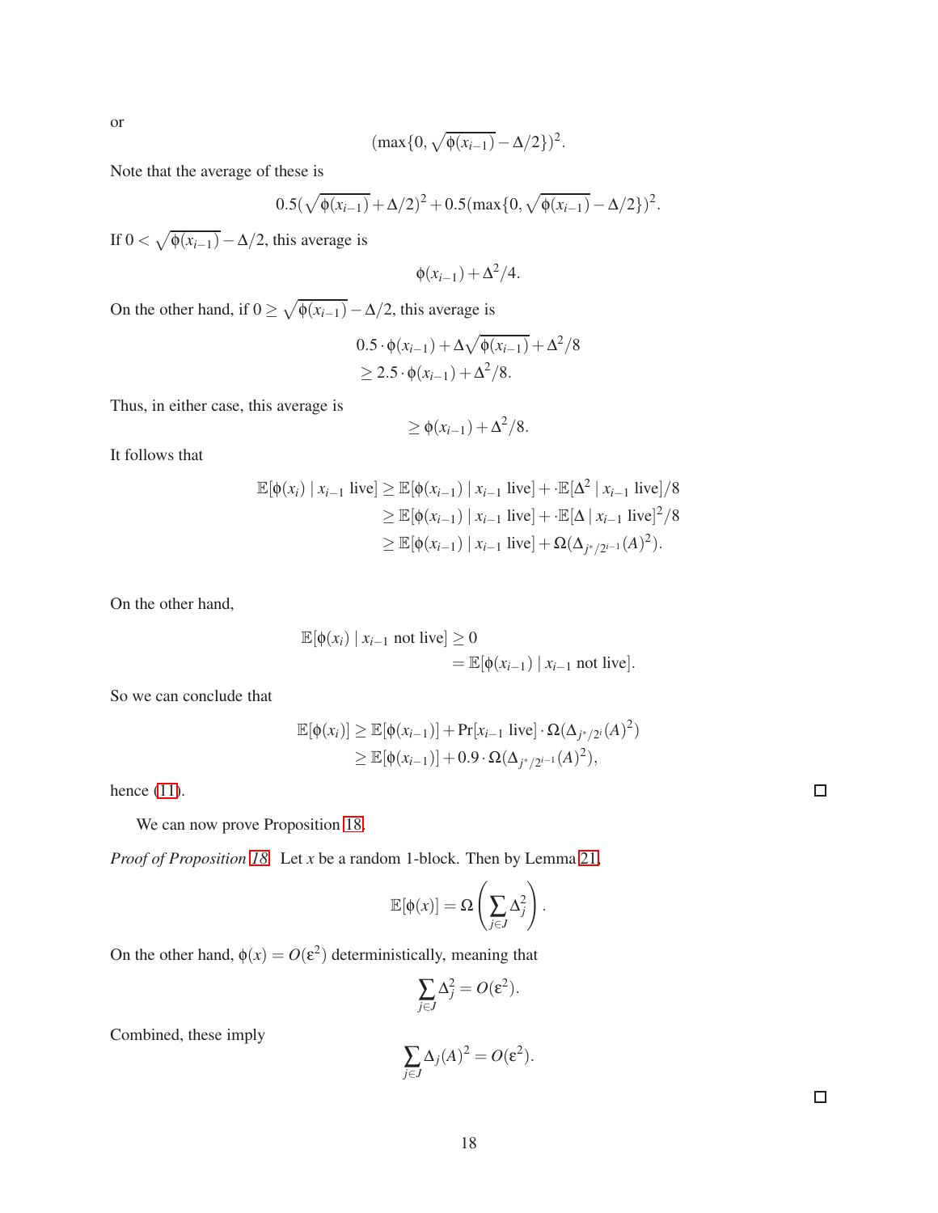or

$$(\max\{0, \sqrt{\phi(x_{i-1})} - \Delta/2\})^2.$$

Note that the average of these is

$$0.5(\sqrt{\phi(x_{i-1})} + \Delta/2)^2 + 0.5(\max\{0, \sqrt{\phi(x_{i-1})} - \Delta/2\})^2.$$

If $0 < \sqrt{\phi(x_{i-1})} - \Delta/2$, this average is

$$\phi(x_{i-1}) + \Delta^2/4.$$

On the other hand, if $0 \geq \sqrt{\phi(x_{i-1})} - \Delta/2$, this average is

$$\begin{aligned}
&0.5 \cdot \phi(x_{i-1}) + \Delta\sqrt{\phi(x_{i-1})} + \Delta^2/8 \\
&\geq 2.5 \cdot \phi(x_{i-1}) + \Delta^2/8.
\end{aligned}$$

Thus, in either case, this average is

$$\geq \phi(x_{i-1}) + \Delta^2/8.$$

It follows that

$$\begin{aligned}
\mathbb{E}[\phi(x_i) \mid x_{i-1} \text{ live}] &\geq \mathbb{E}[\phi(x_{i-1}) \mid x_{i-1} \text{ live}] + \cdot\mathbb{E}[\Delta^2 \mid x_{i-1} \text{ live}]/8 \\
&\geq \mathbb{E}[\phi(x_{i-1}) \mid x_{i-1} \text{ live}] + \cdot\mathbb{E}[\Delta \mid x_{i-1} \text{ live}]^2/8 \\
&\geq \mathbb{E}[\phi(x_{i-1}) \mid x_{i-1} \text{ live}] + \Omega(\Delta_{j^*/2^{i-1}}(A)^2).
\end{aligned}$$

On the other hand,

$$\begin{aligned}
\mathbb{E}[\phi(x_i) \mid x_{i-1} \text{ not live}] &\geq 0 \\
&= \mathbb{E}[\phi(x_{i-1}) \mid x_{i-1} \text{ not live}].
\end{aligned}$$

So we can conclude that

$$\begin{aligned}
\mathbb{E}[\phi(x_i)] &\geq \mathbb{E}[\phi(x_{i-1})] + \Pr[x_{i-1} \text{ live}] \cdot \Omega(\Delta_{j^*/2^i}(A)^2) \\
&\geq \mathbb{E}[\phi(x_{i-1})] + 0.9 \cdot \Omega(\Delta_{j^*/2^{i-1}}(A)^2),
\end{aligned}$$

hence (11). ☐

We can now prove Proposition 18.

*Proof of Proposition 18.* Let $x$ be a random 1-block. Then by Lemma 21,

$$\mathbb{E}[\phi(x)] = \Omega\left(\sum_{j \in J} \Delta_j^2\right).$$

On the other hand, $\phi(x) = O(\varepsilon^2)$ deterministically, meaning that

$$\sum_{j \in J} \Delta_j^2 = O(\varepsilon^2).$$

Combined, these imply

$$\sum_{j \in J} \Delta_j(A)^2 = O(\varepsilon^2).$$

☐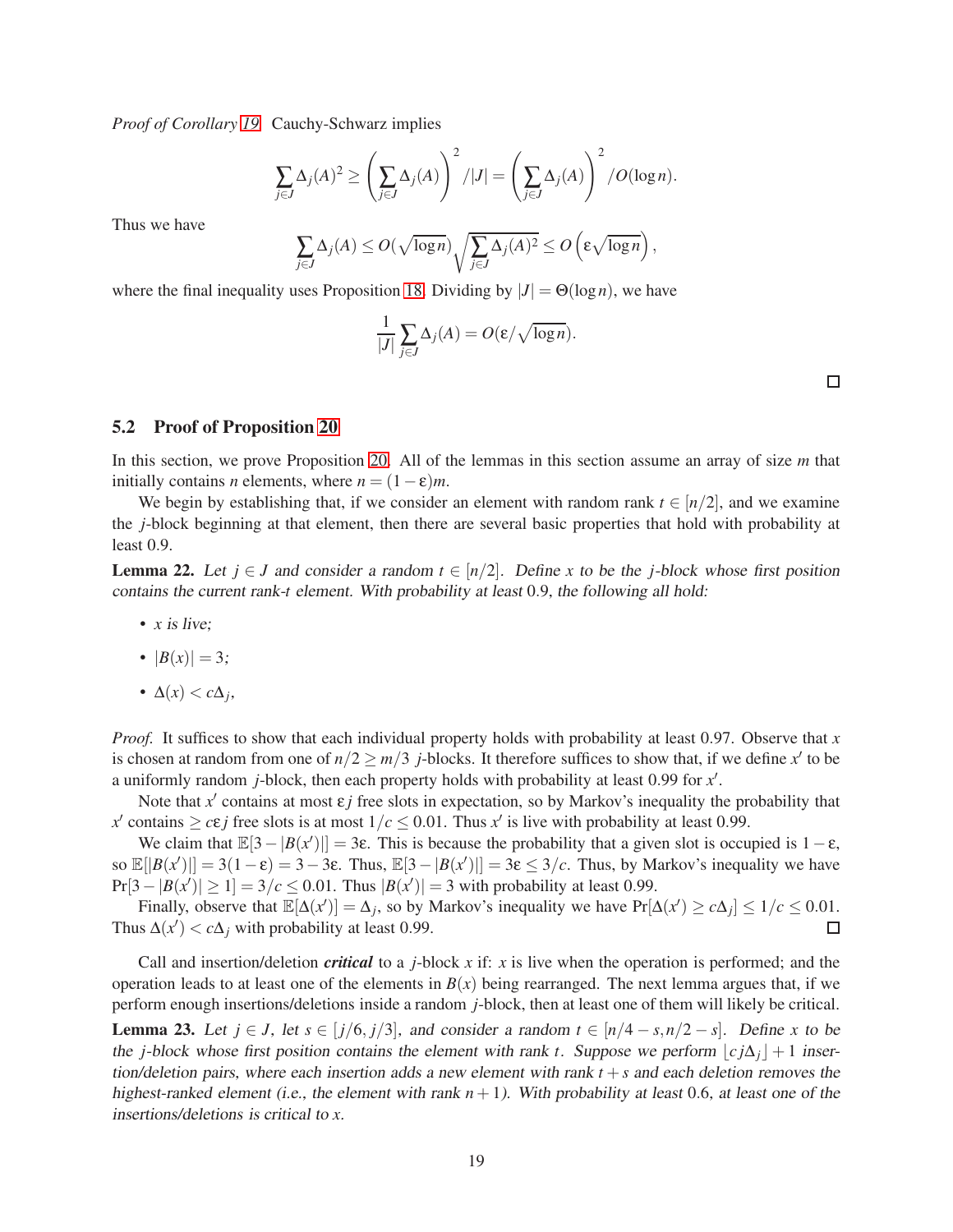*Proof of Corollary 19.* Cauchy-Schwarz implies

$$\sum_{j \in J} \Delta_j(A)^2 \geq \left( \sum_{j \in J} \Delta_j(A) \right)^2 / |J| = \left( \sum_{j \in J} \Delta_j(A) \right)^2 / O(\log n).$$

Thus we have

$$\sum_{j \in J} \Delta_j(A) \leq O(\sqrt{\log n}) \sqrt{\sum_{j \in J} \Delta_j(A)^2} \leq O\left(\varepsilon \sqrt{\log n}\right),$$

where the final inequality uses Proposition 18. Dividing by $|J| = \Theta(\log n)$, we have

$$\frac{1}{|J|} \sum_{j \in J} \Delta_j(A) = O(\varepsilon / \sqrt{\log n}).$$

□

## 5.2 Proof of Proposition 20

In this section, we prove Proposition 20. All of the lemmas in this section assume an array of size $m$ that initially contains $n$ elements, where $n = (1 - \varepsilon)m$.

We begin by establishing that, if we consider an element with random rank $t \in [n/2]$, and we examine the $j$-block beginning at that element, then there are several basic properties that hold with probability at least 0.9.

**Lemma 22.** *Let $j \in J$ and consider a random $t \in [n/2]$. Define $x$ to be the $j$-block whose first position contains the current rank-$t$ element. With probability at least 0.9, the following all hold:*

- *$x$ is live;*
- *$|B(x)| = 3$;*
- *$\Delta(x) < c\Delta_j$,*

*Proof.* It suffices to show that each individual property holds with probability at least 0.97. Observe that $x$ is chosen at random from one of $n/2 \geq m/3$ $j$-blocks. It therefore suffices to show that, if we define $x'$ to be a uniformly random $j$-block, then each property holds with probability at least 0.99 for $x'$.

Note that $x'$ contains at most $\varepsilon j$ free slots in expectation, so by Markov's inequality the probability that $x'$ contains $\geq c\varepsilon j$ free slots is at most $1/c \leq 0.01$. Thus $x'$ is live with probability at least 0.99.

We claim that $\mathbb{E}[3 - |B(x')|] = 3\varepsilon$. This is because the probability that a given slot is occupied is $1 - \varepsilon$, so $\mathbb{E}[|B(x')|] = 3(1 - \varepsilon) = 3 - 3\varepsilon$. Thus, $\mathbb{E}[3 - |B(x')|] = 3\varepsilon \leq 3/c$. Thus, by Markov's inequality we have $\Pr[3 - |B(x')| \geq 1] = 3/c \leq 0.01$. Thus $|B(x')| = 3$ with probability at least 0.99.

Finally, observe that $\mathbb{E}[\Delta(x')] = \Delta_j$, so by Markov's inequality we have $\Pr[\Delta(x') \geq c\Delta_j] \leq 1/c \leq 0.01$. Thus $\Delta(x') < c\Delta_j$ with probability at least 0.99. □

Call and insertion/deletion ***critical*** to a $j$-block $x$ if: $x$ is live when the operation is performed; and the operation leads to at least one of the elements in $B(x)$ being rearranged. The next lemma argues that, if we perform enough insertions/deletions inside a random $j$-block, then at least one of them will likely be critical.

**Lemma 23.** *Let $j \in J$, let $s \in [j/6, j/3]$, and consider a random $t \in [n/4 - s, n/2 - s]$. Define $x$ to be the $j$-block whose first position contains the element with rank $t$. Suppose we perform $\lfloor cj\Delta_j \rfloor + 1$ insertion/deletion pairs, where each insertion adds a new element with rank $t + s$ and each deletion removes the highest-ranked element (i.e., the element with rank $n + 1$). With probability at least 0.6, at least one of the insertions/deletions is critical to $x$.*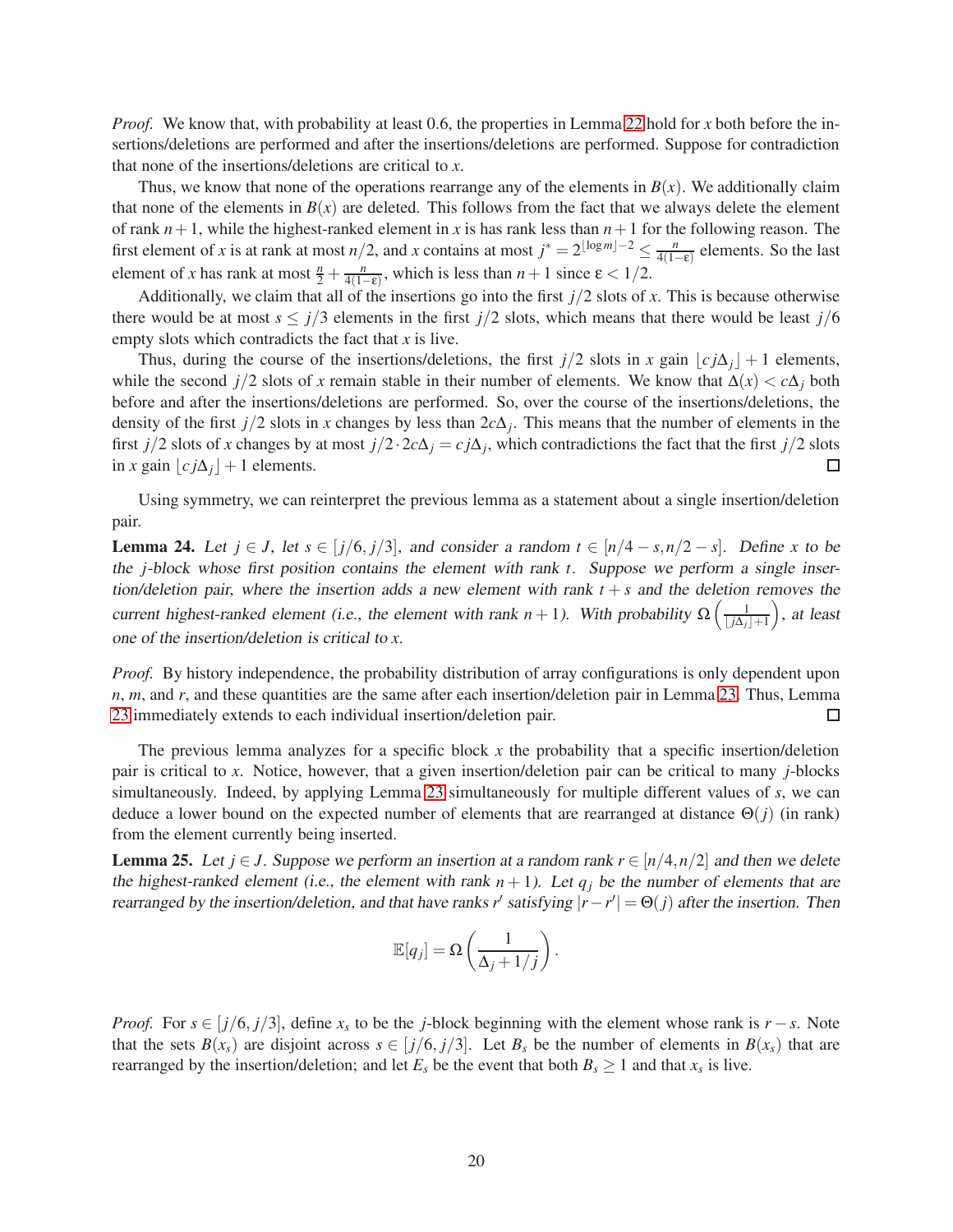*Proof.* We know that, with probability at least 0.6, the properties in Lemma 22 hold for $x$ both before the insertions/deletions are performed and after the insertions/deletions are performed. Suppose for contradiction that none of the insertions/deletions are critical to $x$.

Thus, we know that none of the operations rearrange any of the elements in $B(x)$. We additionally claim that none of the elements in $B(x)$ are deleted. This follows from the fact that we always delete the element of rank $n+1$, while the highest-ranked element in $x$ is has rank less than $n+1$ for the following reason. The first element of $x$ is at rank at most $n/2$, and $x$ contains at most $j^* = 2^{\lfloor \log m \rfloor - 2} \leq \frac{n}{4(1-\varepsilon)}$ elements. So the last element of $x$ has rank at most $\frac{n}{2} + \frac{n}{4(1-\varepsilon)}$, which is less than $n+1$ since $\varepsilon < 1/2$.

Additionally, we claim that all of the insertions go into the first $j/2$ slots of $x$. This is because otherwise there would be at most $s \leq j/3$ elements in the first $j/2$ slots, which means that there would be least $j/6$ empty slots which contradicts the fact that $x$ is live.

Thus, during the course of the insertions/deletions, the first $j/2$ slots in $x$ gain $\lfloor cj\Delta_j \rfloor + 1$ elements, while the second $j/2$ slots of $x$ remain stable in their number of elements. We know that $\Delta(x) < c\Delta_j$ both before and after the insertions/deletions are performed. So, over the course of the insertions/deletions, the density of the first $j/2$ slots in $x$ changes by less than $2c\Delta_j$. This means that the number of elements in the first $j/2$ slots of $x$ changes by at most $j/2 \cdot 2c\Delta_j = cj\Delta_j$, which contradictions the fact that the first $j/2$ slots in $x$ gain $\lfloor cj\Delta_j \rfloor + 1$ elements. $\square$

Using symmetry, we can reinterpret the previous lemma as a statement about a single insertion/deletion pair.

**Lemma 24.** *Let $j \in J$, let $s \in [j/6, j/3]$, and consider a random $t \in [n/4 - s, n/2 - s]$. Define $x$ to be the $j$-block whose first position contains the element with rank $t$. Suppose we perform a single insertion/deletion pair, where the insertion adds a new element with rank $t+s$ and the deletion removes the current highest-ranked element (i.e., the element with rank $n+1$). With probability $\Omega\left(\frac{1}{\lfloor j\Delta_j \rfloor + 1}\right)$, at least one of the insertion/deletion is critical to $x$.*

*Proof.* By history independence, the probability distribution of array configurations is only dependent upon $n$, $m$, and $r$, and these quantities are the same after each insertion/deletion pair in Lemma 23. Thus, Lemma 23 immediately extends to each individual insertion/deletion pair. $\square$

The previous lemma analyzes for a specific block $x$ the probability that a specific insertion/deletion pair is critical to $x$. Notice, however, that a given insertion/deletion pair can be critical to many $j$-blocks simultaneously. Indeed, by applying Lemma 23 simultaneously for multiple different values of $s$, we can deduce a lower bound on the expected number of elements that are rearranged at distance $\Theta(j)$ (in rank) from the element currently being inserted.

**Lemma 25.** *Let $j \in J$. Suppose we perform an insertion at a random rank $r \in [n/4, n/2]$ and then we delete the highest-ranked element (i.e., the element with rank $n+1$). Let $q_j$ be the number of elements that are rearranged by the insertion/deletion, and that have ranks $r'$ satisfying $|r - r'| = \Theta(j)$ after the insertion. Then*

$$\mathbb{E}[q_j] = \Omega\left(\frac{1}{\Delta_j + 1/j}\right).$$

*Proof.* For $s \in [j/6, j/3]$, define $x_s$ to be the $j$-block beginning with the element whose rank is $r - s$. Note that the sets $B(x_s)$ are disjoint across $s \in [j/6, j/3]$. Let $B_s$ be the number of elements in $B(x_s)$ that are rearranged by the insertion/deletion; and let $E_s$ be the event that both $B_s \geq 1$ and that $x_s$ is live.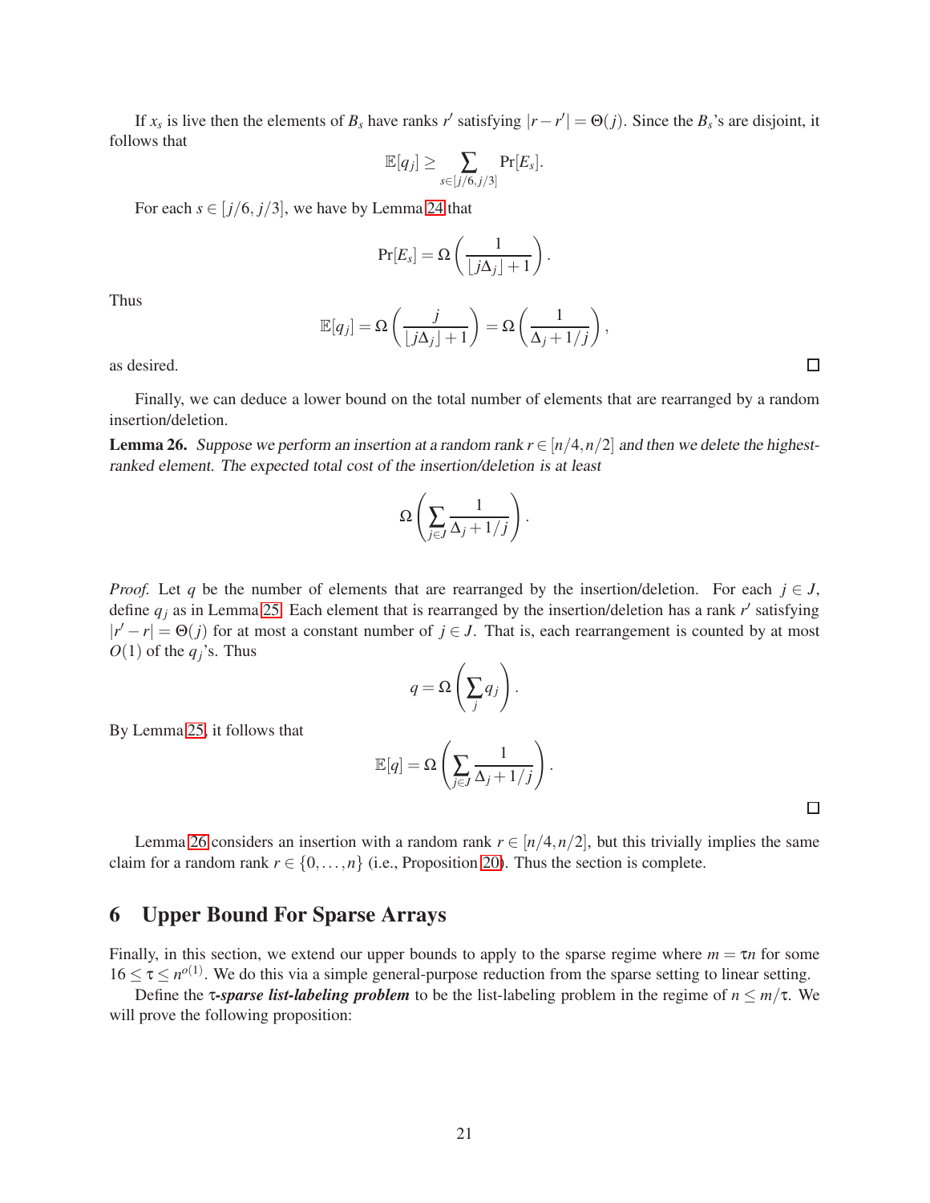If $x_s$ is live then the elements of $B_s$ have ranks $r'$ satisfying $|r - r'| = \Theta(j)$. Since the $B_s$'s are disjoint, it follows that

$$\mathbb{E}[q_j] \geq \sum_{s \in [j/6, j/3]} \Pr[E_s].$$

For each $s \in [j/6, j/3]$, we have by Lemma 24 that

$$\Pr[E_s] = \Omega\left(\frac{1}{\lfloor j\Delta_j \rfloor + 1}\right).$$

Thus

$$\mathbb{E}[q_j] = \Omega\left(\frac{j}{\lfloor j\Delta_j \rfloor + 1}\right) = \Omega\left(\frac{1}{\Delta_j + 1/j}\right),$$

as desired. □

Finally, we can deduce a lower bound on the total number of elements that are rearranged by a random insertion/deletion.

**Lemma 26.** *Suppose we perform an insertion at a random rank $r \in [n/4, n/2]$ and then we delete the highest-ranked element. The expected total cost of the insertion/deletion is at least*

$$\Omega\left(\sum_{j \in J} \frac{1}{\Delta_j + 1/j}\right).$$

*Proof.* Let $q$ be the number of elements that are rearranged by the insertion/deletion. For each $j \in J$, define $q_j$ as in Lemma 25. Each element that is rearranged by the insertion/deletion has a rank $r'$ satisfying $|r' - r| = \Theta(j)$ for at most a constant number of $j \in J$. That is, each rearrangement is counted by at most $O(1)$ of the $q_j$'s. Thus

$$q = \Omega\left(\sum_j q_j\right).$$

By Lemma 25, it follows that

$$\mathbb{E}[q] = \Omega\left(\sum_{j \in J} \frac{1}{\Delta_j + 1/j}\right).$$

□

Lemma 26 considers an insertion with a random rank $r \in [n/4, n/2]$, but this trivially implies the same claim for a random rank $r \in \{0, \ldots, n\}$ (i.e., Proposition 20). Thus the section is complete.

## 6 Upper Bound For Sparse Arrays

Finally, in this section, we extend our upper bounds to apply to the sparse regime where $m = \tau n$ for some $16 \leq \tau \leq n^{o(1)}$. We do this via a simple general-purpose reduction from the sparse setting to linear setting.

Define the ***$\tau$-sparse list-labeling problem*** to be the list-labeling problem in the regime of $n \leq m/\tau$. We will prove the following proposition: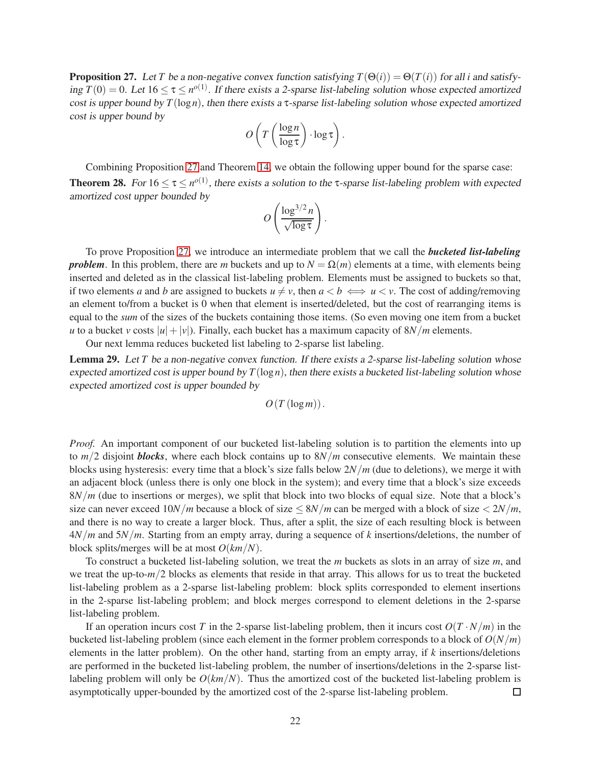**Proposition 27.** *Let $T$ be a non-negative convex function satisfying $T(\Theta(i)) = \Theta(T(i))$ for all $i$ and satisfying $T(0) = 0$. Let $16 \leq \tau \leq n^{o(1)}$. If there exists a 2-sparse list-labeling solution whose expected amortized cost is upper bound by $T(\log n)$, then there exists a $\tau$-sparse list-labeling solution whose expected amortized cost is upper bound by*

$$O\left(T\left(\frac{\log n}{\log \tau}\right) \cdot \log \tau\right).$$

Combining Proposition 27 and Theorem 14, we obtain the following upper bound for the sparse case:

**Theorem 28.** *For $16 \leq \tau \leq n^{o(1)}$, there exists a solution to the $\tau$-sparse list-labeling problem with expected amortized cost upper bounded by*

$$O\left(\frac{\log^{3/2} n}{\sqrt{\log \tau}}\right).$$

To prove Proposition 27, we introduce an intermediate problem that we call the ***bucketed list-labeling problem***. In this problem, there are $m$ buckets and up to $N = \Omega(m)$ elements at a time, with elements being inserted and deleted as in the classical list-labeling problem. Elements must be assigned to buckets so that, if two elements $a$ and $b$ are assigned to buckets $u \neq v$, then $a < b \iff u < v$. The cost of adding/removing an element to/from a bucket is 0 when that element is inserted/deleted, but the cost of rearranging items is equal to the *sum* of the sizes of the buckets containing those items. (So even moving one item from a bucket $u$ to a bucket $v$ costs $|u| + |v|$). Finally, each bucket has a maximum capacity of $8N/m$ elements.

Our next lemma reduces bucketed list labeling to 2-sparse list labeling.

**Lemma 29.** *Let $T$ be a non-negative convex function. If there exists a 2-sparse list-labeling solution whose expected amortized cost is upper bound by $T(\log n)$, then there exists a bucketed list-labeling solution whose expected amortized cost is upper bounded by*

$$O(T(\log m)).$$

*Proof.* An important component of our bucketed list-labeling solution is to partition the elements into up to $m/2$ disjoint ***blocks***, where each block contains up to $8N/m$ consecutive elements. We maintain these blocks using hysteresis: every time that a block's size falls below $2N/m$ (due to deletions), we merge it with an adjacent block (unless there is only one block in the system); and every time that a block's size exceeds $8N/m$ (due to insertions or merges), we split that block into two blocks of equal size. Note that a block's size can never exceed $10N/m$ because a block of size $\leq 8N/m$ can be merged with a block of size $< 2N/m$, and there is no way to create a larger block. Thus, after a split, the size of each resulting block is between $4N/m$ and $5N/m$. Starting from an empty array, during a sequence of $k$ insertions/deletions, the number of block splits/merges will be at most $O(km/N)$.

To construct a bucketed list-labeling solution, we treat the $m$ buckets as slots in an array of size $m$, and we treat the up-to-$m/2$ blocks as elements that reside in that array. This allows for us to treat the bucketed list-labeling problem as a 2-sparse list-labeling problem: block splits corresponded to element insertions in the 2-sparse list-labeling problem; and block merges correspond to element deletions in the 2-sparse list-labeling problem.

If an operation incurs cost $T$ in the 2-sparse list-labeling problem, then it incurs cost $O(T \cdot N/m)$ in the bucketed list-labeling problem (since each element in the former problem corresponds to a block of $O(N/m)$ elements in the latter problem). On the other hand, starting from an empty array, if $k$ insertions/deletions are performed in the bucketed list-labeling problem, the number of insertions/deletions in the 2-sparse list-labeling problem will only be $O(km/N)$. Thus the amortized cost of the bucketed list-labeling problem is asymptotically upper-bounded by the amortized cost of the 2-sparse list-labeling problem. □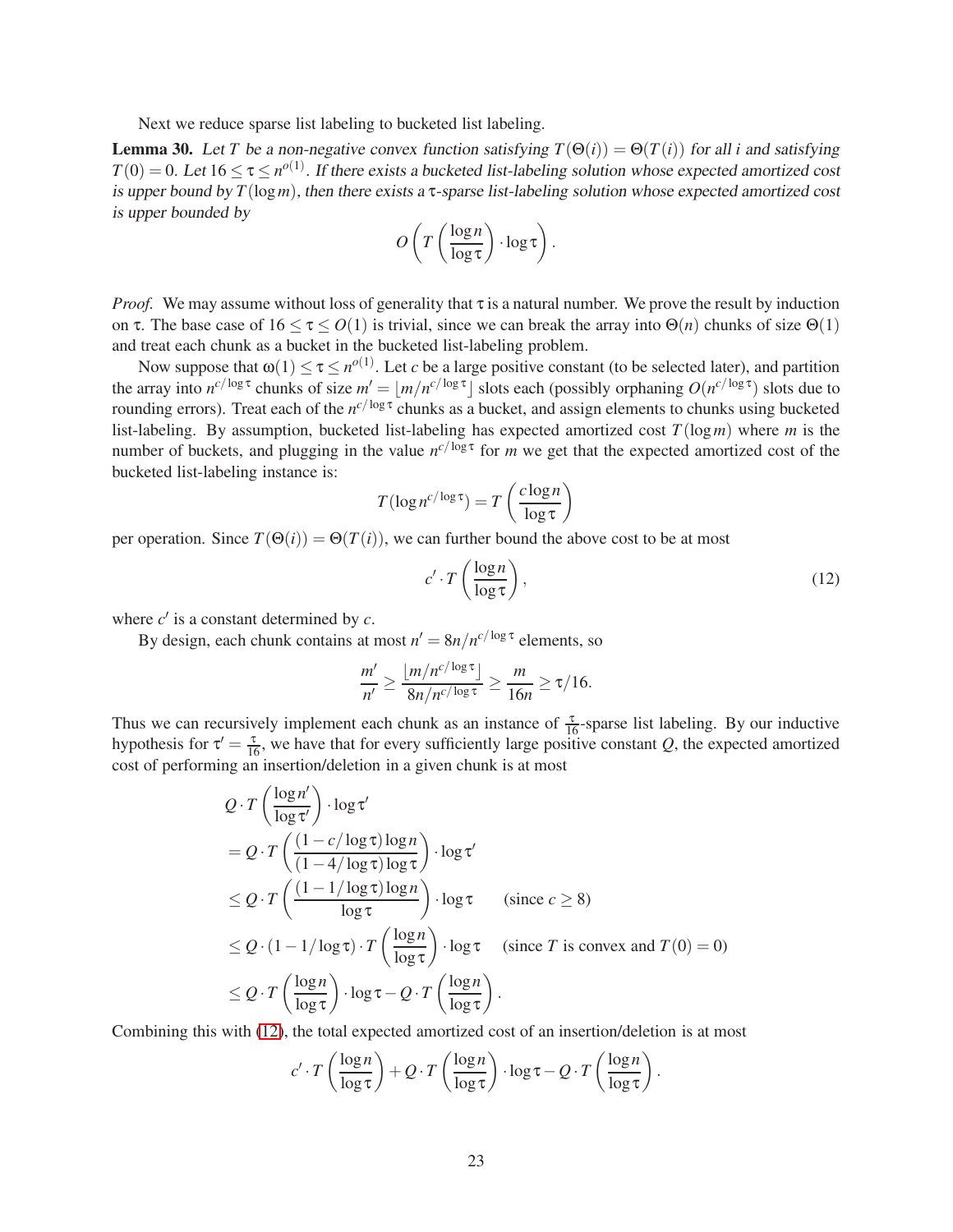Next we reduce sparse list labeling to bucketed list labeling.

**Lemma 30.** *Let $T$ be a non-negative convex function satisfying $T(\Theta(i)) = \Theta(T(i))$ for all $i$ and satisfying $T(0) = 0$. Let $16 \le \tau \le n^{o(1)}$. If there exists a bucketed list-labeling solution whose expected amortized cost is upper bound by $T(\log m)$, then there exists a $\tau$-sparse list-labeling solution whose expected amortized cost is upper bounded by*

$$O\left(T\left(\frac{\log n}{\log \tau}\right) \cdot \log \tau\right).$$

*Proof.* We may assume without loss of generality that $\tau$ is a natural number. We prove the result by induction on $\tau$. The base case of $16 \le \tau \le O(1)$ is trivial, since we can break the array into $\Theta(n)$ chunks of size $\Theta(1)$ and treat each chunk as a bucket in the bucketed list-labeling problem.

Now suppose that $\omega(1) \le \tau \le n^{o(1)}$. Let $c$ be a large positive constant (to be selected later), and partition the array into $n^{c/\log \tau}$ chunks of size $m' = \lfloor m/n^{c/\log \tau} \rfloor$ slots each (possibly orphaning $O(n^{c/\log \tau})$ slots due to rounding errors). Treat each of the $n^{c/\log \tau}$ chunks as a bucket, and assign elements to chunks using bucketed list-labeling. By assumption, bucketed list-labeling has expected amortized cost $T(\log m)$ where $m$ is the number of buckets, and plugging in the value $n^{c/\log \tau}$ for $m$ we get that the expected amortized cost of the bucketed list-labeling instance is:

$$T(\log n^{c/\log \tau}) = T\left(\frac{c \log n}{\log \tau}\right)$$

per operation. Since $T(\Theta(i)) = \Theta(T(i))$, we can further bound the above cost to be at most

$$c' \cdot T\left(\frac{\log n}{\log \tau}\right), \tag{12}$$

where $c'$ is a constant determined by $c$.

By design, each chunk contains at most $n' = 8n/n^{c/\log \tau}$ elements, so

$$\frac{m'}{n'} \ge \frac{\lfloor m/n^{c/\log \tau} \rfloor}{8n/n^{c/\log \tau}} \ge \frac{m}{16n} \ge \tau/16.$$

Thus we can recursively implement each chunk as an instance of $\frac{\tau}{16}$-sparse list labeling. By our inductive hypothesis for $\tau' = \frac{\tau}{16}$, we have that for every sufficiently large positive constant $Q$, the expected amortized cost of performing an insertion/deletion in a given chunk is at most

$$\begin{aligned}
& Q \cdot T\left(\frac{\log n'}{\log \tau'}\right) \cdot \log \tau' \\
&= Q \cdot T\left(\frac{(1 - c/\log \tau)\log n}{(1 - 4/\log \tau)\log \tau}\right) \cdot \log \tau' \\
&\le Q \cdot T\left(\frac{(1 - 1/\log \tau)\log n}{\log \tau}\right) \cdot \log \tau \qquad \text{(since } c \ge 8\text{)} \\
&\le Q \cdot (1 - 1/\log \tau) \cdot T\left(\frac{\log n}{\log \tau}\right) \cdot \log \tau \qquad \text{(since } T \text{ is convex and } T(0) = 0\text{)} \\
&\le Q \cdot T\left(\frac{\log n}{\log \tau}\right) \cdot \log \tau - Q \cdot T\left(\frac{\log n}{\log \tau}\right).
\end{aligned}$$

Combining this with (12), the total expected amortized cost of an insertion/deletion is at most

$$c' \cdot T\left(\frac{\log n}{\log \tau}\right) + Q \cdot T\left(\frac{\log n}{\log \tau}\right) \cdot \log \tau - Q \cdot T\left(\frac{\log n}{\log \tau}\right).$$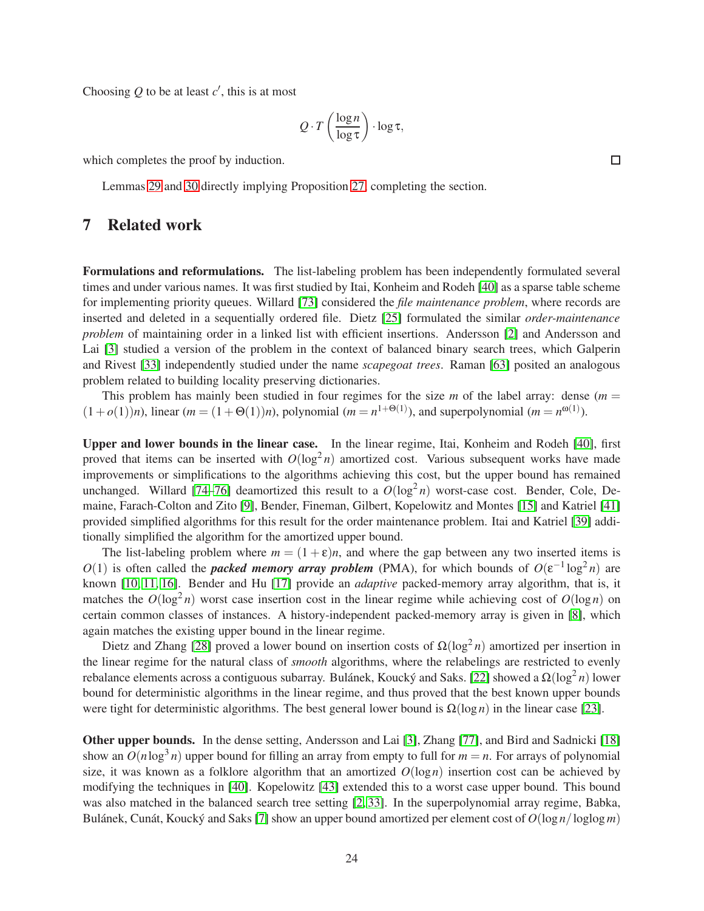Choosing $Q$ to be at least $c'$, this is at most

$$Q \cdot T\left(\frac{\log n}{\log \tau}\right) \cdot \log \tau,$$

which completes the proof by induction. □

Lemmas 29 and 30 directly implying Proposition 27, completing the section.

# 7 Related work

**Formulations and reformulations.** The list-labeling problem has been independently formulated several times and under various names. It was first studied by Itai, Konheim and Rodeh [40] as a sparse table scheme for implementing priority queues. Willard [73] considered the *file maintenance problem*, where records are inserted and deleted in a sequentially ordered file. Dietz [25] formulated the similar *order-maintenance problem* of maintaining order in a linked list with efficient insertions. Andersson [2] and Andersson and Lai [3] studied a version of the problem in the context of balanced binary search trees, which Galperin and Rivest [33] independently studied under the name *scapegoat trees*. Raman [63] posited an analogous problem related to building locality preserving dictionaries.

This problem has mainly been studied in four regimes for the size $m$ of the label array: dense ($m = (1+o(1))n$), linear ($m = (1+\Theta(1))n$), polynomial ($m = n^{1+\Theta(1)}$), and superpolynomial ($m = n^{\omega(1)}$).

**Upper and lower bounds in the linear case.** In the linear regime, Itai, Konheim and Rodeh [40], first proved that items can be inserted with $O(\log^2 n)$ amortized cost. Various subsequent works have made improvements or simplifications to the algorithms achieving this cost, but the upper bound has remained unchanged. Willard [74–76] deamortized this result to a $O(\log^2 n)$ worst-case cost. Bender, Cole, Demaine, Farach-Colton and Zito [9], Bender, Fineman, Gilbert, Kopelowitz and Montes [15] and Katriel [41] provided simplified algorithms for this result for the order maintenance problem. Itai and Katriel [39] additionally simplified the algorithm for the amortized upper bound.

The list-labeling problem where $m = (1+\varepsilon)n$, and where the gap between any two inserted items is $O(1)$ is often called the ***packed memory array problem*** (PMA), for which bounds of $O(\varepsilon^{-1}\log^2 n)$ are known [10, 11, 16]. Bender and Hu [17] provide an *adaptive* packed-memory array algorithm, that is, it matches the $O(\log^2 n)$ worst case insertion cost in the linear regime while achieving cost of $O(\log n)$ on certain common classes of instances. A history-independent packed-memory array is given in [8], which again matches the existing upper bound in the linear regime.

Dietz and Zhang [28] proved a lower bound on insertion costs of $\Omega(\log^2 n)$ amortized per insertion in the linear regime for the natural class of *smooth* algorithms, where the relabelings are restricted to evenly rebalance elements across a contiguous subarray. Bulánek, Koucký and Saks. [22] showed a $\Omega(\log^2 n)$ lower bound for deterministic algorithms in the linear regime, and thus proved that the best known upper bounds were tight for deterministic algorithms. The best general lower bound is $\Omega(\log n)$ in the linear case [23].

**Other upper bounds.** In the dense setting, Andersson and Lai [3], Zhang [77], and Bird and Sadnicki [18] show an $O(n\log^3 n)$ upper bound for filling an array from empty to full for $m = n$. For arrays of polynomial size, it was known as a folklore algorithm that an amortized $O(\log n)$ insertion cost can be achieved by modifying the techniques in [40]. Kopelowitz [43] extended this to a worst case upper bound. This bound was also matched in the balanced search tree setting [2, 33]. In the superpolynomial array regime, Babka, Bulánek, Cunát, Koucký and Saks [7] show an upper bound amortized per element cost of $O(\log n/\log\log m)$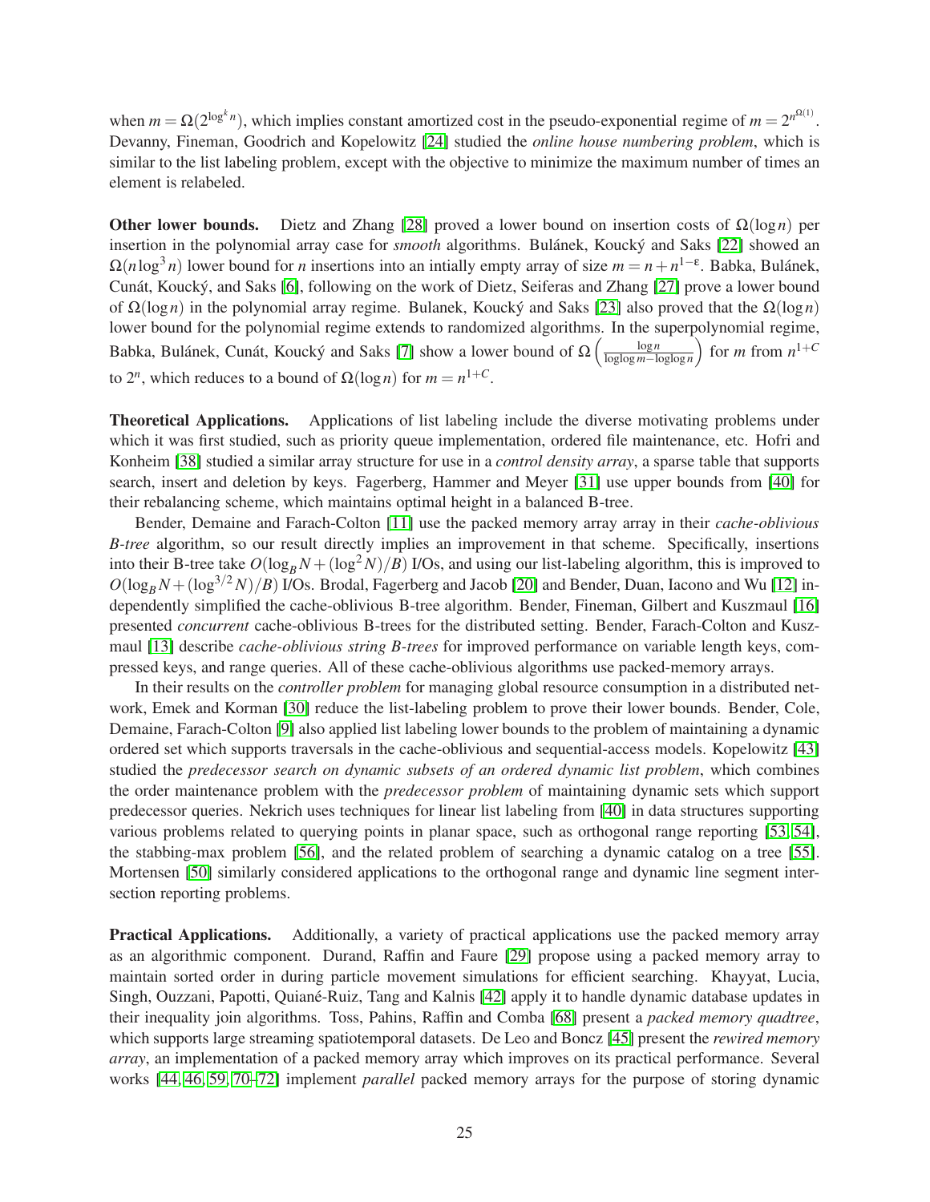when $m = \Omega(2^{\log^k n})$, which implies constant amortized cost in the pseudo-exponential regime of $m = 2^{n^{\Omega(1)}}$. Devanny, Fineman, Goodrich and Kopelowitz [24] studied the *online house numbering problem*, which is similar to the list labeling problem, except with the objective to minimize the maximum number of times an element is relabeled.

**Other lower bounds.** Dietz and Zhang [28] proved a lower bound on insertion costs of $\Omega(\log n)$ per insertion in the polynomial array case for *smooth* algorithms. Bulánek, Koucký and Saks [22] showed an $\Omega(n \log^3 n)$ lower bound for $n$ insertions into an intially empty array of size $m = n + n^{1-\varepsilon}$. Babka, Bulánek, Cunát, Koucký, and Saks [6], following on the work of Dietz, Seiferas and Zhang [27] prove a lower bound of $\Omega(\log n)$ in the polynomial array regime. Bulanek, Koucký and Saks [23] also proved that the $\Omega(\log n)$ lower bound for the polynomial regime extends to randomized algorithms. In the superpolynomial regime, Babka, Bulánek, Cunát, Koucký and Saks [7] show a lower bound of $\Omega\left(\frac{\log n}{\log\log m - \log\log n}\right)$ for $m$ from $n^{1+C}$ to $2^n$, which reduces to a bound of $\Omega(\log n)$ for $m = n^{1+C}$.

**Theoretical Applications.** Applications of list labeling include the diverse motivating problems under which it was first studied, such as priority queue implementation, ordered file maintenance, etc. Hofri and Konheim [38] studied a similar array structure for use in a *control density array*, a sparse table that supports search, insert and deletion by keys. Fagerberg, Hammer and Meyer [31] use upper bounds from [40] for their rebalancing scheme, which maintains optimal height in a balanced B-tree.

Bender, Demaine and Farach-Colton [11] use the packed memory array array in their *cache-oblivious B-tree* algorithm, so our result directly implies an improvement in that scheme. Specifically, insertions into their B-tree take $O(\log_B N + (\log^2 N)/B)$ I/Os, and using our list-labeling algorithm, this is improved to $O(\log_B N + (\log^{3/2} N)/B)$ I/Os. Brodal, Fagerberg and Jacob [20] and Bender, Duan, Iacono and Wu [12] independently simplified the cache-oblivious B-tree algorithm. Bender, Fineman, Gilbert and Kuszmaul [16] presented *concurrent* cache-oblivious B-trees for the distributed setting. Bender, Farach-Colton and Kuszmaul [13] describe *cache-oblivious string B-trees* for improved performance on variable length keys, compressed keys, and range queries. All of these cache-oblivious algorithms use packed-memory arrays.

In their results on the *controller problem* for managing global resource consumption in a distributed network, Emek and Korman [30] reduce the list-labeling problem to prove their lower bounds. Bender, Cole, Demaine, Farach-Colton [9] also applied list labeling lower bounds to the problem of maintaining a dynamic ordered set which supports traversals in the cache-oblivious and sequential-access models. Kopelowitz [43] studied the *predecessor search on dynamic subsets of an ordered dynamic list problem*, which combines the order maintenance problem with the *predecessor problem* of maintaining dynamic sets which support predecessor queries. Nekrich uses techniques for linear list labeling from [40] in data structures supporting various problems related to querying points in planar space, such as orthogonal range reporting [53, 54], the stabbing-max problem [56], and the related problem of searching a dynamic catalog on a tree [55]. Mortensen [50] similarly considered applications to the orthogonal range and dynamic line segment intersection reporting problems.

**Practical Applications.** Additionally, a variety of practical applications use the packed memory array as an algorithmic component. Durand, Raffin and Faure [29] propose using a packed memory array to maintain sorted order in during particle movement simulations for efficient searching. Khayyat, Lucia, Singh, Ouzzani, Papotti, Quiané-Ruiz, Tang and Kalnis [42] apply it to handle dynamic database updates in their inequality join algorithms. Toss, Pahins, Raffin and Comba [68] present a *packed memory quadtree*, which supports large streaming spatiotemporal datasets. De Leo and Boncz [45] present the *rewired memory array*, an implementation of a packed memory array which improves on its practical performance. Several works [44, 46, 59, 70–72] implement *parallel* packed memory arrays for the purpose of storing dynamic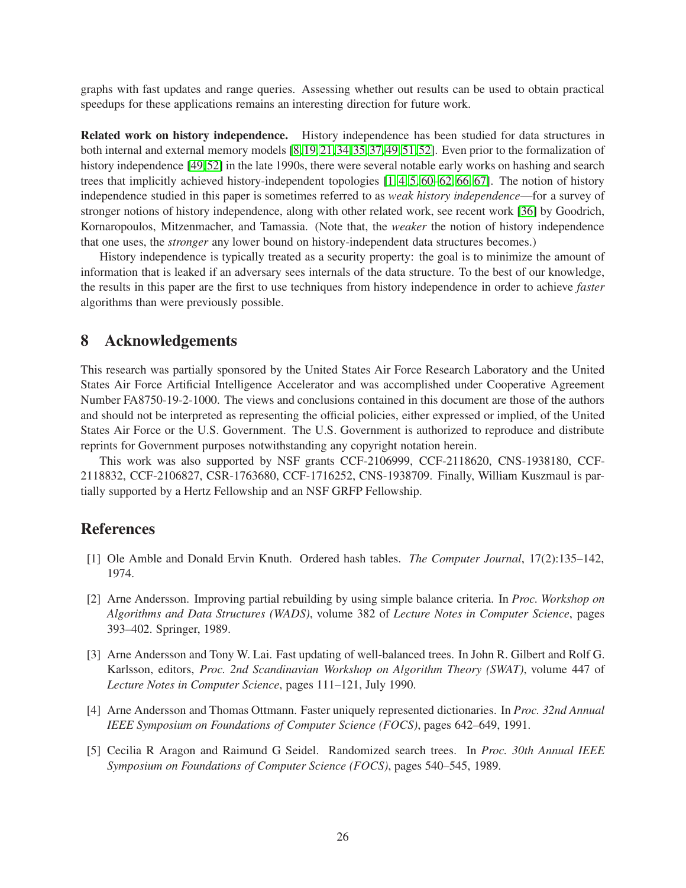graphs with fast updates and range queries. Assessing whether out results can be used to obtain practical speedups for these applications remains an interesting direction for future work.

**Related work on history independence.** History independence has been studied for data structures in both internal and external memory models [8,19,21,34,35,37,49,51,52]. Even prior to the formalization of history independence [49,52] in the late 1990s, there were several notable early works on hashing and search trees that implicitly achieved history-independent topologies [1,4,5,60–62,66,67]. The notion of history independence studied in this paper is sometimes referred to as *weak history independence*—for a survey of stronger notions of history independence, along with other related work, see recent work [36] by Goodrich, Kornaropoulos, Mitzenmacher, and Tamassia. (Note that, the *weaker* the notion of history independence that one uses, the *stronger* any lower bound on history-independent data structures becomes.)

History independence is typically treated as a security property: the goal is to minimize the amount of information that is leaked if an adversary sees internals of the data structure. To the best of our knowledge, the results in this paper are the first to use techniques from history independence in order to achieve *faster* algorithms than were previously possible.

## 8 Acknowledgements

This research was partially sponsored by the United States Air Force Research Laboratory and the United States Air Force Artificial Intelligence Accelerator and was accomplished under Cooperative Agreement Number FA8750-19-2-1000. The views and conclusions contained in this document are those of the authors and should not be interpreted as representing the official policies, either expressed or implied, of the United States Air Force or the U.S. Government. The U.S. Government is authorized to reproduce and distribute reprints for Government purposes notwithstanding any copyright notation herein.

This work was also supported by NSF grants CCF-2106999, CCF-2118620, CNS-1938180, CCF-2118832, CCF-2106827, CSR-1763680, CCF-1716252, CNS-1938709. Finally, William Kuszmaul is partially supported by a Hertz Fellowship and an NSF GRFP Fellowship.

## References

[1] Ole Amble and Donald Ervin Knuth. Ordered hash tables. *The Computer Journal*, 17(2):135–142, 1974.

[2] Arne Andersson. Improving partial rebuilding by using simple balance criteria. In *Proc. Workshop on Algorithms and Data Structures (WADS)*, volume 382 of *Lecture Notes in Computer Science*, pages 393–402. Springer, 1989.

[3] Arne Andersson and Tony W. Lai. Fast updating of well-balanced trees. In John R. Gilbert and Rolf G. Karlsson, editors, *Proc. 2nd Scandinavian Workshop on Algorithm Theory (SWAT)*, volume 447 of *Lecture Notes in Computer Science*, pages 111–121, July 1990.

[4] Arne Andersson and Thomas Ottmann. Faster uniquely represented dictionaries. In *Proc. 32nd Annual IEEE Symposium on Foundations of Computer Science (FOCS)*, pages 642–649, 1991.

[5] Cecilia R Aragon and Raimund G Seidel. Randomized search trees. In *Proc. 30th Annual IEEE Symposium on Foundations of Computer Science (FOCS)*, pages 540–545, 1989.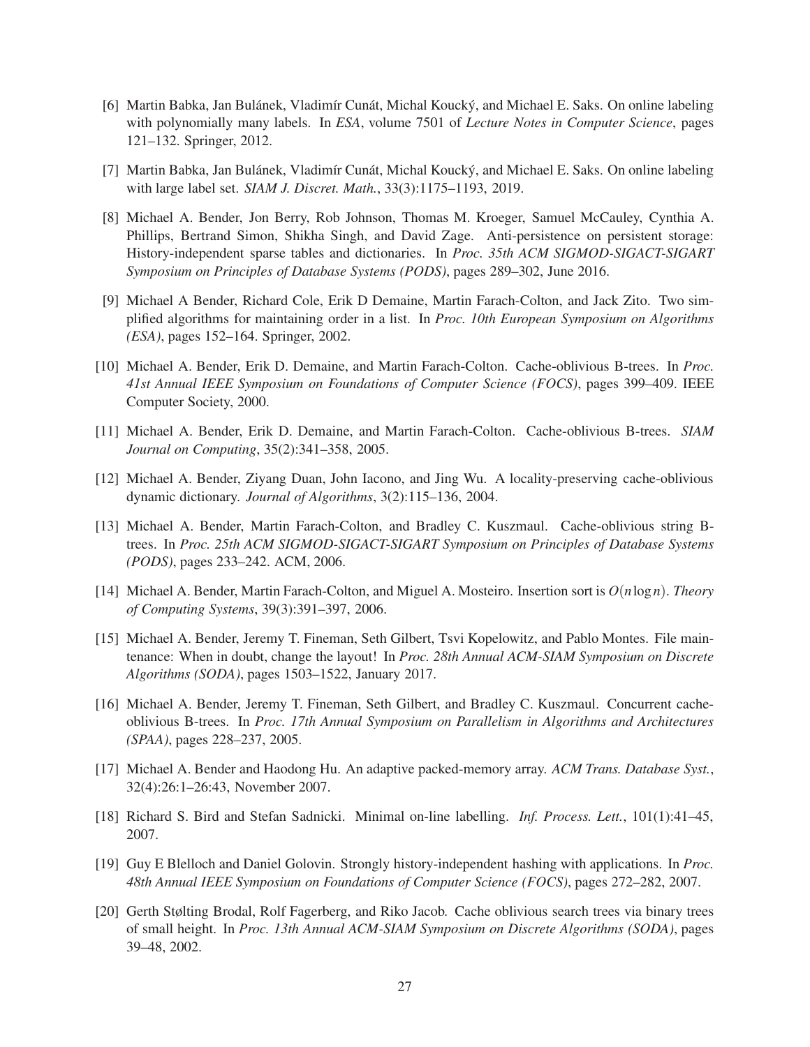[6] Martin Babka, Jan Bulánek, Vladimír Cunát, Michal Koucký, and Michael E. Saks. On online labeling with polynomially many labels. In *ESA*, volume 7501 of *Lecture Notes in Computer Science*, pages 121–132. Springer, 2012.

[7] Martin Babka, Jan Bulánek, Vladimír Cunát, Michal Koucký, and Michael E. Saks. On online labeling with large label set. *SIAM J. Discret. Math.*, 33(3):1175–1193, 2019.

[8] Michael A. Bender, Jon Berry, Rob Johnson, Thomas M. Kroeger, Samuel McCauley, Cynthia A. Phillips, Bertrand Simon, Shikha Singh, and David Zage. Anti-persistence on persistent storage: History-independent sparse tables and dictionaries. In *Proc. 35th ACM SIGMOD-SIGACT-SIGART Symposium on Principles of Database Systems (PODS)*, pages 289–302, June 2016.

[9] Michael A Bender, Richard Cole, Erik D Demaine, Martin Farach-Colton, and Jack Zito. Two simplified algorithms for maintaining order in a list. In *Proc. 10th European Symposium on Algorithms (ESA)*, pages 152–164. Springer, 2002.

[10] Michael A. Bender, Erik D. Demaine, and Martin Farach-Colton. Cache-oblivious B-trees. In *Proc. 41st Annual IEEE Symposium on Foundations of Computer Science (FOCS)*, pages 399–409. IEEE Computer Society, 2000.

[11] Michael A. Bender, Erik D. Demaine, and Martin Farach-Colton. Cache-oblivious B-trees. *SIAM Journal on Computing*, 35(2):341–358, 2005.

[12] Michael A. Bender, Ziyang Duan, John Iacono, and Jing Wu. A locality-preserving cache-oblivious dynamic dictionary. *Journal of Algorithms*, 3(2):115–136, 2004.

[13] Michael A. Bender, Martin Farach-Colton, and Bradley C. Kuszmaul. Cache-oblivious string B-trees. In *Proc. 25th ACM SIGMOD-SIGACT-SIGART Symposium on Principles of Database Systems (PODS)*, pages 233–242. ACM, 2006.

[14] Michael A. Bender, Martin Farach-Colton, and Miguel A. Mosteiro. Insertion sort is $O(n \log n)$. *Theory of Computing Systems*, 39(3):391–397, 2006.

[15] Michael A. Bender, Jeremy T. Fineman, Seth Gilbert, Tsvi Kopelowitz, and Pablo Montes. File maintenance: When in doubt, change the layout! In *Proc. 28th Annual ACM-SIAM Symposium on Discrete Algorithms (SODA)*, pages 1503–1522, January 2017.

[16] Michael A. Bender, Jeremy T. Fineman, Seth Gilbert, and Bradley C. Kuszmaul. Concurrent cache-oblivious B-trees. In *Proc. 17th Annual Symposium on Parallelism in Algorithms and Architectures (SPAA)*, pages 228–237, 2005.

[17] Michael A. Bender and Haodong Hu. An adaptive packed-memory array. *ACM Trans. Database Syst.*, 32(4):26:1–26:43, November 2007.

[18] Richard S. Bird and Stefan Sadnicki. Minimal on-line labelling. *Inf. Process. Lett.*, 101(1):41–45, 2007.

[19] Guy E Blelloch and Daniel Golovin. Strongly history-independent hashing with applications. In *Proc. 48th Annual IEEE Symposium on Foundations of Computer Science (FOCS)*, pages 272–282, 2007.

[20] Gerth Stølting Brodal, Rolf Fagerberg, and Riko Jacob. Cache oblivious search trees via binary trees of small height. In *Proc. 13th Annual ACM-SIAM Symposium on Discrete Algorithms (SODA)*, pages 39–48, 2002.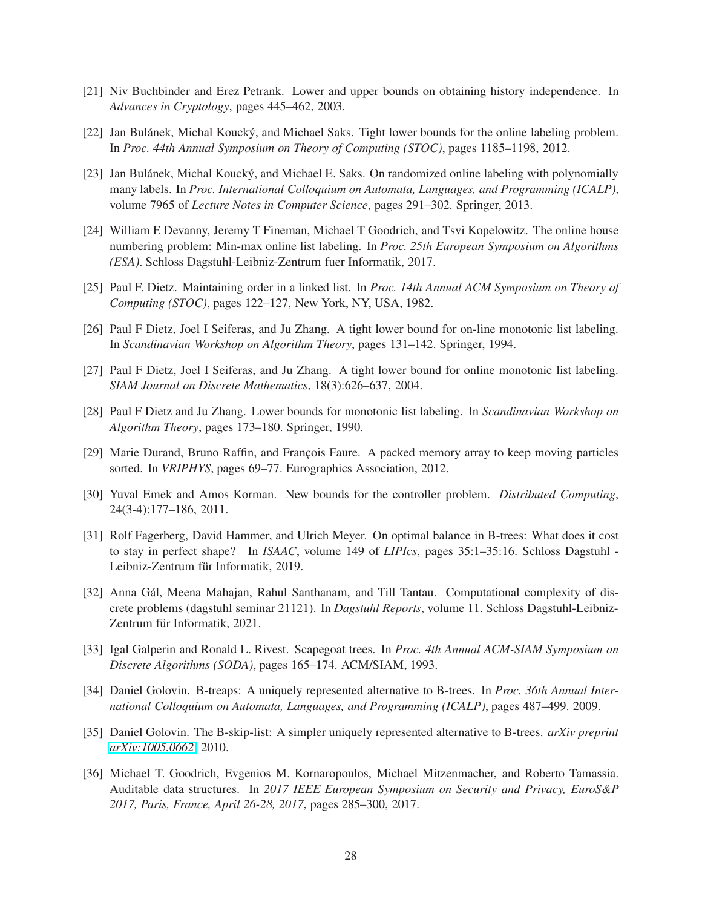[21] Niv Buchbinder and Erez Petrank. Lower and upper bounds on obtaining history independence. In *Advances in Cryptology*, pages 445–462, 2003.

[22] Jan Bulánek, Michal Koucký, and Michael Saks. Tight lower bounds for the online labeling problem. In *Proc. 44th Annual Symposium on Theory of Computing (STOC)*, pages 1185–1198, 2012.

[23] Jan Bulánek, Michal Koucký, and Michael E. Saks. On randomized online labeling with polynomially many labels. In *Proc. International Colloquium on Automata, Languages, and Programming (ICALP)*, volume 7965 of *Lecture Notes in Computer Science*, pages 291–302. Springer, 2013.

[24] William E Devanny, Jeremy T Fineman, Michael T Goodrich, and Tsvi Kopelowitz. The online house numbering problem: Min-max online list labeling. In *Proc. 25th European Symposium on Algorithms (ESA)*. Schloss Dagstuhl-Leibniz-Zentrum fuer Informatik, 2017.

[25] Paul F. Dietz. Maintaining order in a linked list. In *Proc. 14th Annual ACM Symposium on Theory of Computing (STOC)*, pages 122–127, New York, NY, USA, 1982.

[26] Paul F Dietz, Joel I Seiferas, and Ju Zhang. A tight lower bound for on-line monotonic list labeling. In *Scandinavian Workshop on Algorithm Theory*, pages 131–142. Springer, 1994.

[27] Paul F Dietz, Joel I Seiferas, and Ju Zhang. A tight lower bound for online monotonic list labeling. *SIAM Journal on Discrete Mathematics*, 18(3):626–637, 2004.

[28] Paul F Dietz and Ju Zhang. Lower bounds for monotonic list labeling. In *Scandinavian Workshop on Algorithm Theory*, pages 173–180. Springer, 1990.

[29] Marie Durand, Bruno Raffin, and François Faure. A packed memory array to keep moving particles sorted. In *VRIPHYS*, pages 69–77. Eurographics Association, 2012.

[30] Yuval Emek and Amos Korman. New bounds for the controller problem. *Distributed Computing*, 24(3-4):177–186, 2011.

[31] Rolf Fagerberg, David Hammer, and Ulrich Meyer. On optimal balance in B-trees: What does it cost to stay in perfect shape? In *ISAAC*, volume 149 of *LIPIcs*, pages 35:1–35:16. Schloss Dagstuhl - Leibniz-Zentrum für Informatik, 2019.

[32] Anna Gál, Meena Mahajan, Rahul Santhanam, and Till Tantau. Computational complexity of discrete problems (dagstuhl seminar 21121). In *Dagstuhl Reports*, volume 11. Schloss Dagstuhl-Leibniz-Zentrum für Informatik, 2021.

[33] Igal Galperin and Ronald L. Rivest. Scapegoat trees. In *Proc. 4th Annual ACM-SIAM Symposium on Discrete Algorithms (SODA)*, pages 165–174. ACM/SIAM, 1993.

[34] Daniel Golovin. B-treaps: A uniquely represented alternative to B-trees. In *Proc. 36th Annual International Colloquium on Automata, Languages, and Programming (ICALP)*, pages 487–499. 2009.

[35] Daniel Golovin. The B-skip-list: A simpler uniquely represented alternative to B-trees. *arXiv preprint arXiv:1005.0662*, 2010.

[36] Michael T. Goodrich, Evgenios M. Kornaropoulos, Michael Mitzenmacher, and Roberto Tamassia. Auditable data structures. In *2017 IEEE European Symposium on Security and Privacy, EuroS&P 2017, Paris, France, April 26-28, 2017*, pages 285–300, 2017.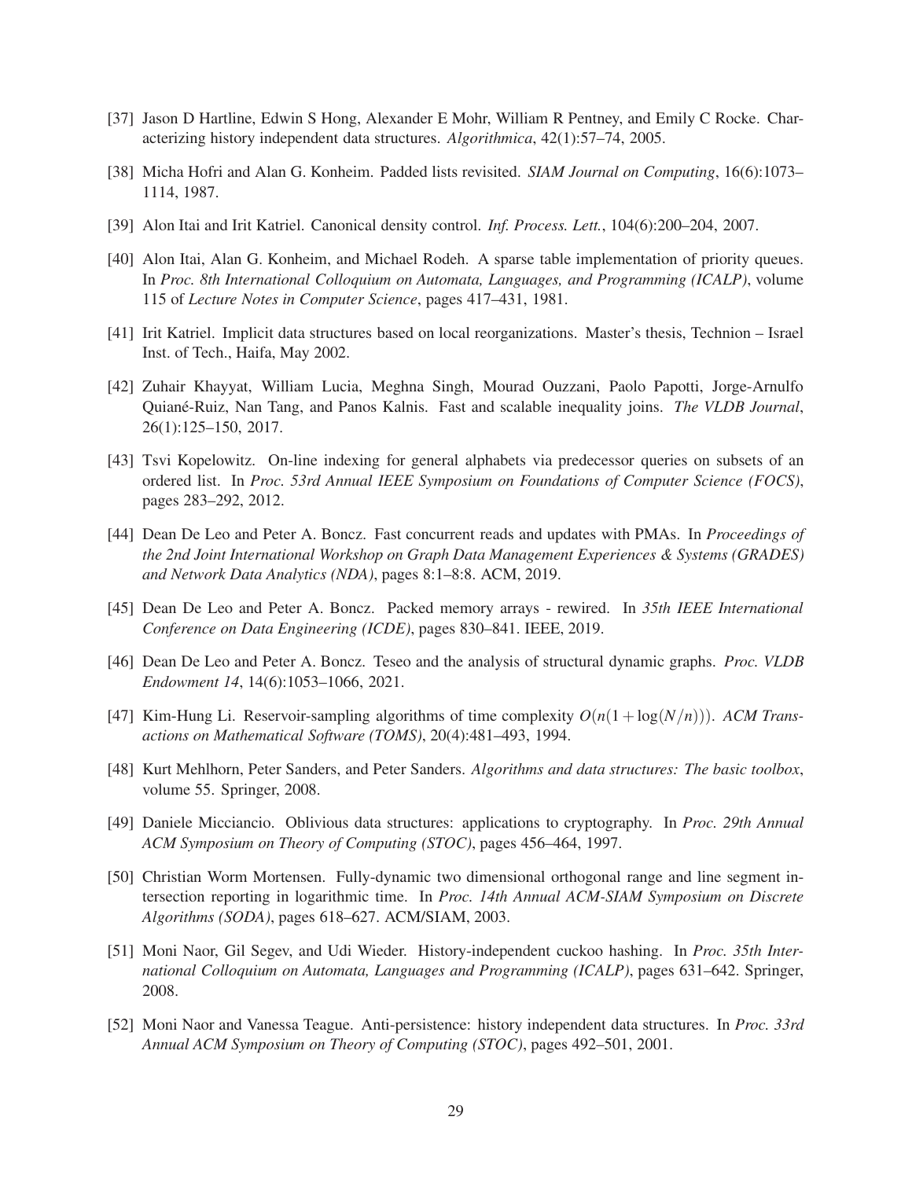[37] Jason D Hartline, Edwin S Hong, Alexander E Mohr, William R Pentney, and Emily C Rocke. Characterizing history independent data structures. *Algorithmica*, 42(1):57–74, 2005.

[38] Micha Hofri and Alan G. Konheim. Padded lists revisited. *SIAM Journal on Computing*, 16(6):1073–1114, 1987.

[39] Alon Itai and Irit Katriel. Canonical density control. *Inf. Process. Lett.*, 104(6):200–204, 2007.

[40] Alon Itai, Alan G. Konheim, and Michael Rodeh. A sparse table implementation of priority queues. In *Proc. 8th International Colloquium on Automata, Languages, and Programming (ICALP)*, volume 115 of *Lecture Notes in Computer Science*, pages 417–431, 1981.

[41] Irit Katriel. Implicit data structures based on local reorganizations. Master's thesis, Technion – Israel Inst. of Tech., Haifa, May 2002.

[42] Zuhair Khayyat, William Lucia, Meghna Singh, Mourad Ouzzani, Paolo Papotti, Jorge-Arnulfo Quiané-Ruiz, Nan Tang, and Panos Kalnis. Fast and scalable inequality joins. *The VLDB Journal*, 26(1):125–150, 2017.

[43] Tsvi Kopelowitz. On-line indexing for general alphabets via predecessor queries on subsets of an ordered list. In *Proc. 53rd Annual IEEE Symposium on Foundations of Computer Science (FOCS)*, pages 283–292, 2012.

[44] Dean De Leo and Peter A. Boncz. Fast concurrent reads and updates with PMAs. In *Proceedings of the 2nd Joint International Workshop on Graph Data Management Experiences & Systems (GRADES) and Network Data Analytics (NDA)*, pages 8:1–8:8. ACM, 2019.

[45] Dean De Leo and Peter A. Boncz. Packed memory arrays - rewired. In *35th IEEE International Conference on Data Engineering (ICDE)*, pages 830–841. IEEE, 2019.

[46] Dean De Leo and Peter A. Boncz. Teseo and the analysis of structural dynamic graphs. *Proc. VLDB Endowment 14*, 14(6):1053–1066, 2021.

[47] Kim-Hung Li. Reservoir-sampling algorithms of time complexity $O(n(1+\log(N/n)))$. *ACM Transactions on Mathematical Software (TOMS)*, 20(4):481–493, 1994.

[48] Kurt Mehlhorn, Peter Sanders, and Peter Sanders. *Algorithms and data structures: The basic toolbox*, volume 55. Springer, 2008.

[49] Daniele Micciancio. Oblivious data structures: applications to cryptography. In *Proc. 29th Annual ACM Symposium on Theory of Computing (STOC)*, pages 456–464, 1997.

[50] Christian Worm Mortensen. Fully-dynamic two dimensional orthogonal range and line segment intersection reporting in logarithmic time. In *Proc. 14th Annual ACM-SIAM Symposium on Discrete Algorithms (SODA)*, pages 618–627. ACM/SIAM, 2003.

[51] Moni Naor, Gil Segev, and Udi Wieder. History-independent cuckoo hashing. In *Proc. 35th International Colloquium on Automata, Languages and Programming (ICALP)*, pages 631–642. Springer, 2008.

[52] Moni Naor and Vanessa Teague. Anti-persistence: history independent data structures. In *Proc. 33rd Annual ACM Symposium on Theory of Computing (STOC)*, pages 492–501, 2001.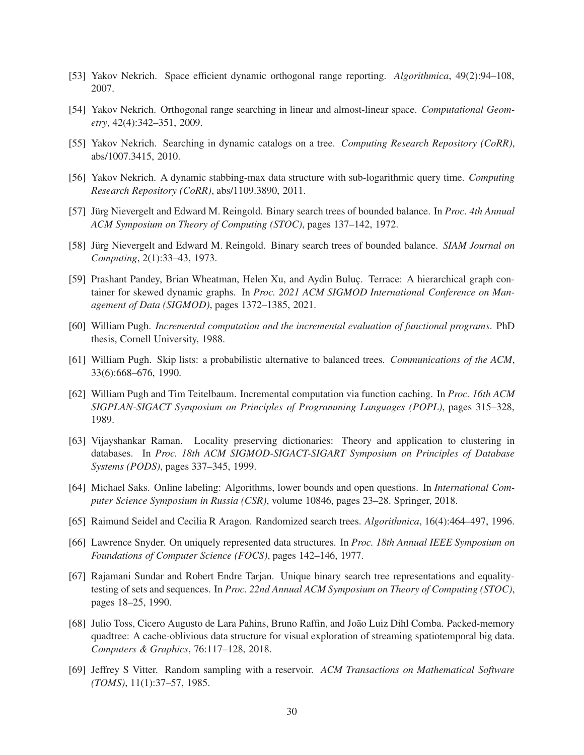[53] Yakov Nekrich. Space efficient dynamic orthogonal range reporting. *Algorithmica*, 49(2):94–108, 2007.

[54] Yakov Nekrich. Orthogonal range searching in linear and almost-linear space. *Computational Geometry*, 42(4):342–351, 2009.

[55] Yakov Nekrich. Searching in dynamic catalogs on a tree. *Computing Research Repository (CoRR)*, abs/1007.3415, 2010.

[56] Yakov Nekrich. A dynamic stabbing-max data structure with sub-logarithmic query time. *Computing Research Repository (CoRR)*, abs/1109.3890, 2011.

[57] Jürg Nievergelt and Edward M. Reingold. Binary search trees of bounded balance. In *Proc. 4th Annual ACM Symposium on Theory of Computing (STOC)*, pages 137–142, 1972.

[58] Jürg Nievergelt and Edward M. Reingold. Binary search trees of bounded balance. *SIAM Journal on Computing*, 2(1):33–43, 1973.

[59] Prashant Pandey, Brian Wheatman, Helen Xu, and Aydin Buluç. Terrace: A hierarchical graph container for skewed dynamic graphs. In *Proc. 2021 ACM SIGMOD International Conference on Management of Data (SIGMOD)*, pages 1372–1385, 2021.

[60] William Pugh. *Incremental computation and the incremental evaluation of functional programs*. PhD thesis, Cornell University, 1988.

[61] William Pugh. Skip lists: a probabilistic alternative to balanced trees. *Communications of the ACM*, 33(6):668–676, 1990.

[62] William Pugh and Tim Teitelbaum. Incremental computation via function caching. In *Proc. 16th ACM SIGPLAN-SIGACT Symposium on Principles of Programming Languages (POPL)*, pages 315–328, 1989.

[63] Vijayshankar Raman. Locality preserving dictionaries: Theory and application to clustering in databases. In *Proc. 18th ACM SIGMOD-SIGACT-SIGART Symposium on Principles of Database Systems (PODS)*, pages 337–345, 1999.

[64] Michael Saks. Online labeling: Algorithms, lower bounds and open questions. In *International Computer Science Symposium in Russia (CSR)*, volume 10846, pages 23–28. Springer, 2018.

[65] Raimund Seidel and Cecilia R Aragon. Randomized search trees. *Algorithmica*, 16(4):464–497, 1996.

[66] Lawrence Snyder. On uniquely represented data structures. In *Proc. 18th Annual IEEE Symposium on Foundations of Computer Science (FOCS)*, pages 142–146, 1977.

[67] Rajamani Sundar and Robert Endre Tarjan. Unique binary search tree representations and equality-testing of sets and sequences. In *Proc. 22nd Annual ACM Symposium on Theory of Computing (STOC)*, pages 18–25, 1990.

[68] Julio Toss, Cicero Augusto de Lara Pahins, Bruno Raffin, and João Luiz Dihl Comba. Packed-memory quadtree: A cache-oblivious data structure for visual exploration of streaming spatiotemporal big data. *Computers & Graphics*, 76:117–128, 2018.

[69] Jeffrey S Vitter. Random sampling with a reservoir. *ACM Transactions on Mathematical Software (TOMS)*, 11(1):37–57, 1985.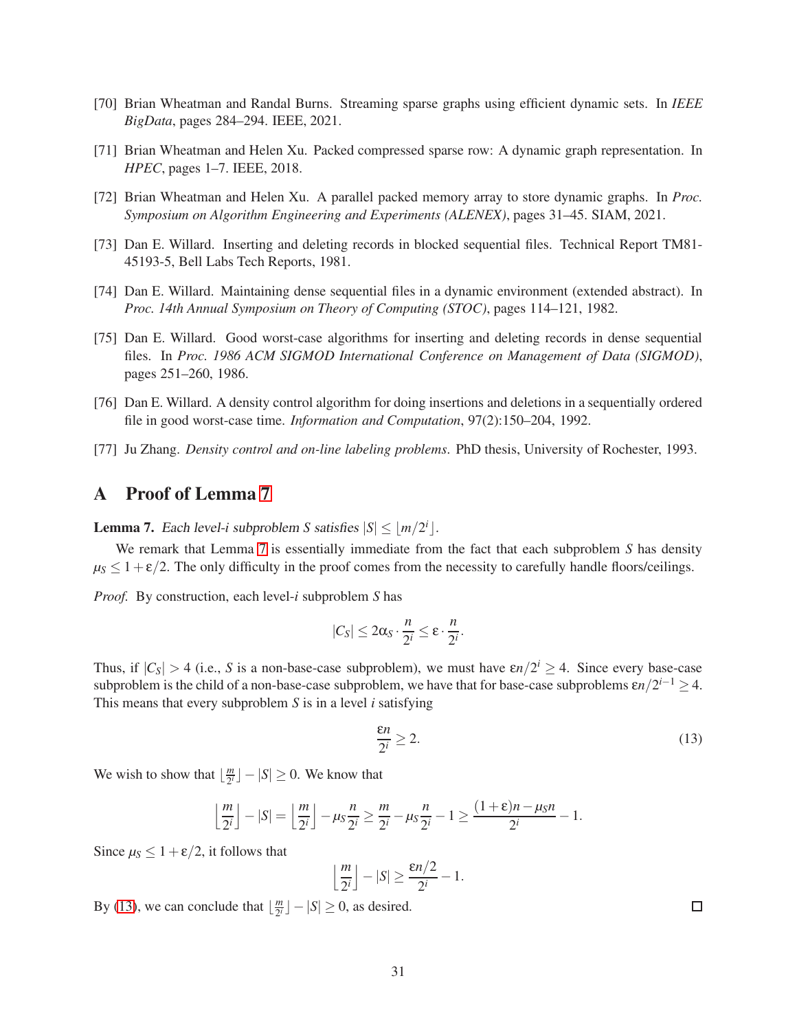[70] Brian Wheatman and Randal Burns. Streaming sparse graphs using efficient dynamic sets. In *IEEE BigData*, pages 284–294. IEEE, 2021.

[71] Brian Wheatman and Helen Xu. Packed compressed sparse row: A dynamic graph representation. In *HPEC*, pages 1–7. IEEE, 2018.

[72] Brian Wheatman and Helen Xu. A parallel packed memory array to store dynamic graphs. In *Proc. Symposium on Algorithm Engineering and Experiments (ALENEX)*, pages 31–45. SIAM, 2021.

[73] Dan E. Willard. Inserting and deleting records in blocked sequential files. Technical Report TM81-45193-5, Bell Labs Tech Reports, 1981.

[74] Dan E. Willard. Maintaining dense sequential files in a dynamic environment (extended abstract). In *Proc. 14th Annual Symposium on Theory of Computing (STOC)*, pages 114–121, 1982.

[75] Dan E. Willard. Good worst-case algorithms for inserting and deleting records in dense sequential files. In *Proc. 1986 ACM SIGMOD International Conference on Management of Data (SIGMOD)*, pages 251–260, 1986.

[76] Dan E. Willard. A density control algorithm for doing insertions and deletions in a sequentially ordered file in good worst-case time. *Information and Computation*, 97(2):150–204, 1992.

[77] Ju Zhang. *Density control and on-line labeling problems*. PhD thesis, University of Rochester, 1993.

# A Proof of Lemma 7

**Lemma 7.** *Each level-$i$ subproblem $S$ satisfies $|S| \leq \lfloor m/2^i \rfloor$.*

We remark that Lemma 7 is essentially immediate from the fact that each subproblem $S$ has density $\mu_S \leq 1 + \varepsilon/2$. The only difficulty in the proof comes from the necessity to carefully handle floors/ceilings.

*Proof.* By construction, each level-$i$ subproblem $S$ has

$$|C_S| \leq 2\alpha_S \cdot \frac{n}{2^i} \leq \varepsilon \cdot \frac{n}{2^i}.$$

Thus, if $|C_S| > 4$ (i.e., $S$ is a non-base-case subproblem), we must have $\varepsilon n/2^i \geq 4$. Since every base-case subproblem is the child of a non-base-case subproblem, we have that for base-case subproblems $\varepsilon n/2^{i-1} \geq 4$. This means that every subproblem $S$ is in a level $i$ satisfying

$$\frac{\varepsilon n}{2^i} \geq 2. \tag{13}$$

We wish to show that $\lfloor \frac{m}{2^i} \rfloor - |S| \geq 0$. We know that

$$\left\lfloor \frac{m}{2^i} \right\rfloor - |S| = \left\lfloor \frac{m}{2^i} \right\rfloor - \mu_S \frac{n}{2^i} \geq \frac{m}{2^i} - \mu_S \frac{n}{2^i} - 1 \geq \frac{(1+\varepsilon)n - \mu_S n}{2^i} - 1.$$

Since $\mu_S \leq 1 + \varepsilon/2$, it follows that

$$\left\lfloor \frac{m}{2^i} \right\rfloor - |S| \geq \frac{\varepsilon n/2}{2^i} - 1.$$

By (13), we can conclude that $\lfloor \frac{m}{2^i} \rfloor - |S| \geq 0$, as desired. $\square$